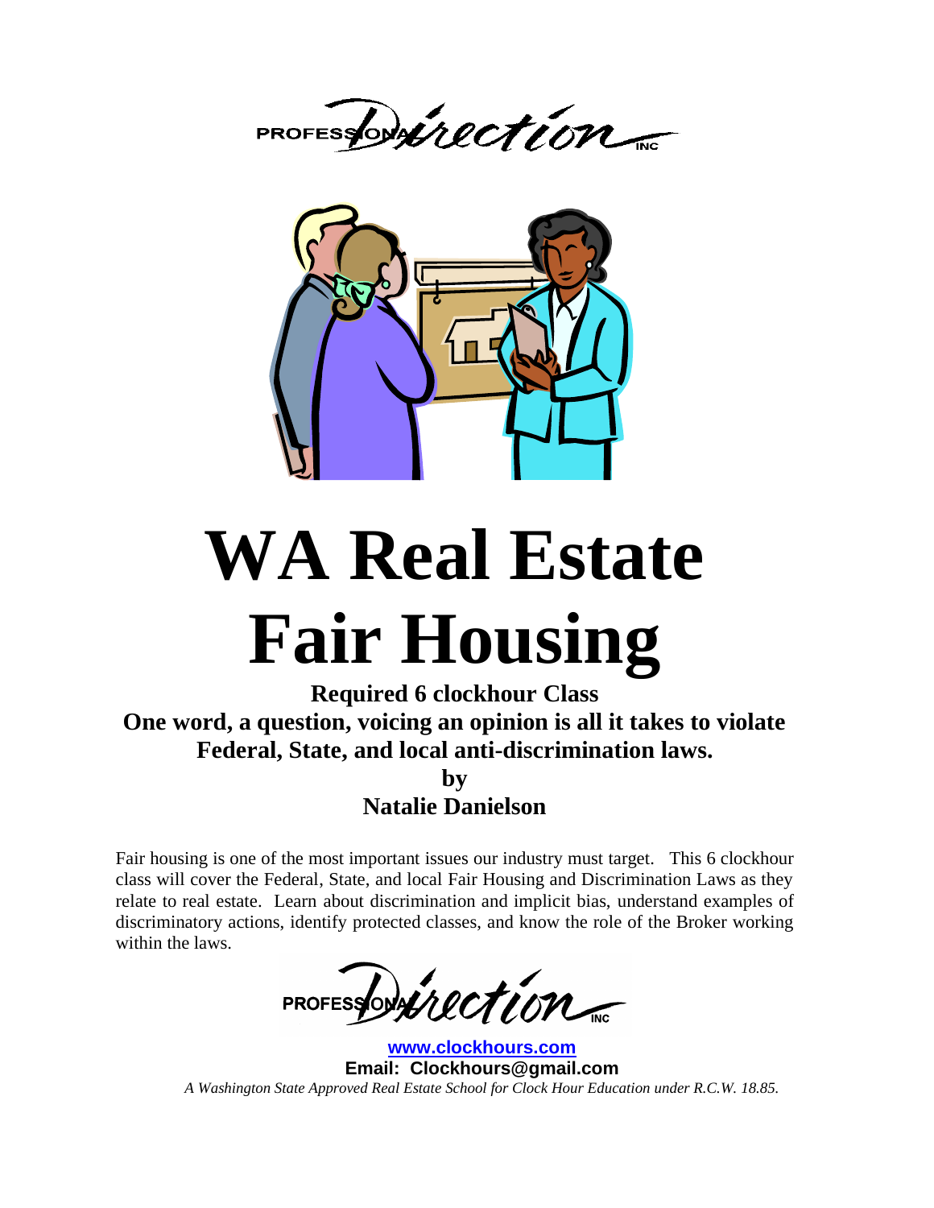PROFESSIONAL Direction INC

# WA Real Estate Fair Housing

**Required 6 clockhour Class**

**One word, a question, voicing an opinion is all it takes to violate Federal, State, and local anti-discrimination laws.**

**by**

**Natalie Danielson**

Fair housing is one of the most important issues our industry must target. This 6 clockhour class will cover the Federal, State, and local Fair Housing and Discrimination Laws as they relate to real estate. Learn about discrimination and implicit bias, understand examples of discriminatory actions, identify protected classes, and know the role of the Broker working within the laws.

PROFESSIONAL Direction INC

**www.clockhours.com**

**Email: Clockhours@gmail.com**

*A Washington State Approved Real Estate School for Clock Hour Education under R.C.W. 18.85.*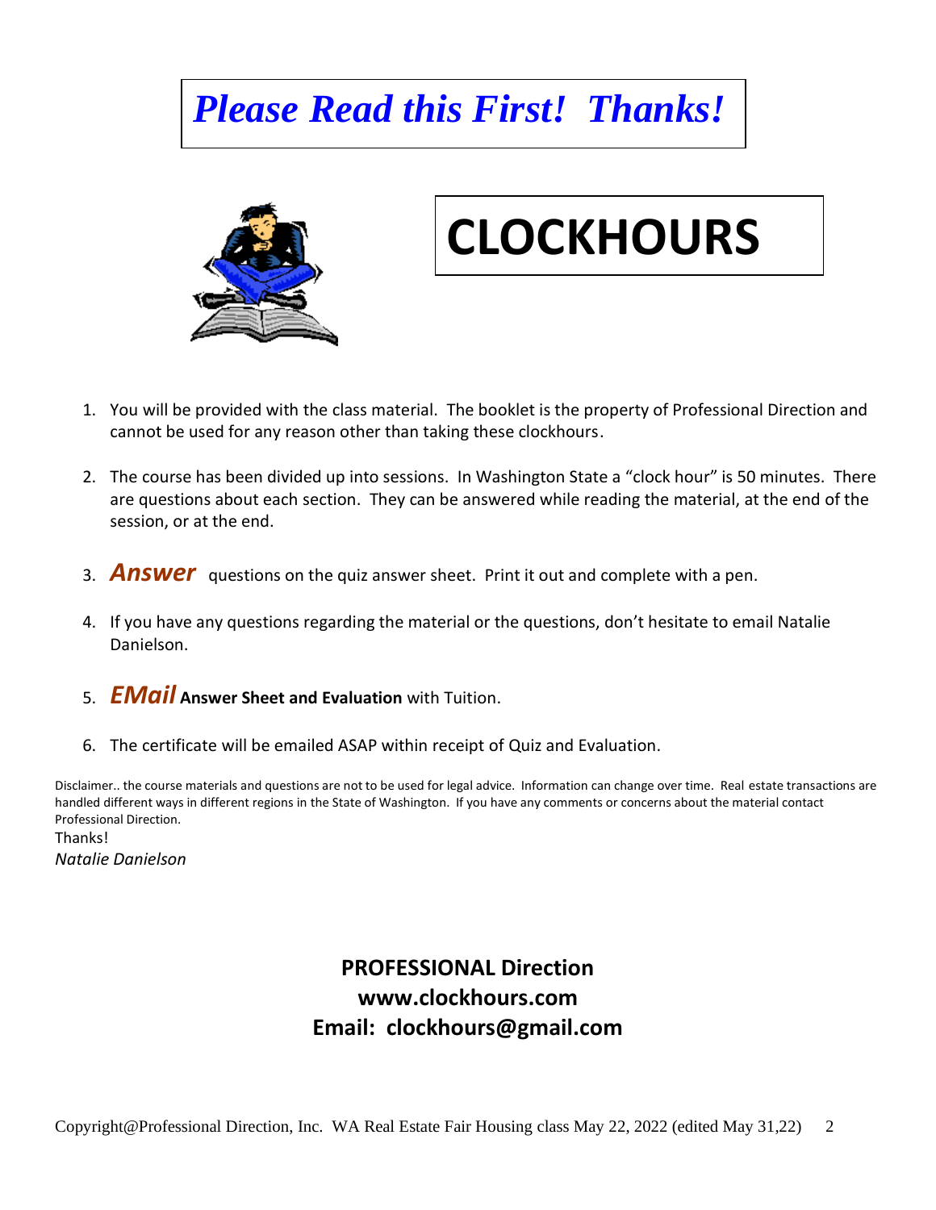# *Please Read this First! Thanks!*

# CLOCKHOURS

1. You will be provided with the class material. The booklet is the property of Professional Direction and cannot be used for any reason other than taking these clockhours.

2. The course has been divided up into sessions. In Washington State a "clock hour" is 50 minutes. There are questions about each section. They can be answered while reading the material, at the end of the session, or at the end.

3. ***Answer*** questions on the quiz answer sheet. Print it out and complete with a pen.

4. If you have any questions regarding the material or the questions, don't hesitate to email Natalie Danielson.

5. ***EMail*** **Answer Sheet and Evaluation** with Tuition.

6. The certificate will be emailed ASAP within receipt of Quiz and Evaluation.

Disclaimer.. the course materials and questions are not to be used for legal advice. Information can change over time. Real estate transactions are handled different ways in different regions in the State of Washington. If you have any comments or concerns about the material contact Professional Direction.

Thanks!
*Natalie Danielson*

**PROFESSIONAL Direction**
**www.clockhours.com**
**Email: clockhours@gmail.com**

Copyright@Professional Direction, Inc. WA Real Estate Fair Housing class May 22, 2022 (edited May 31,22)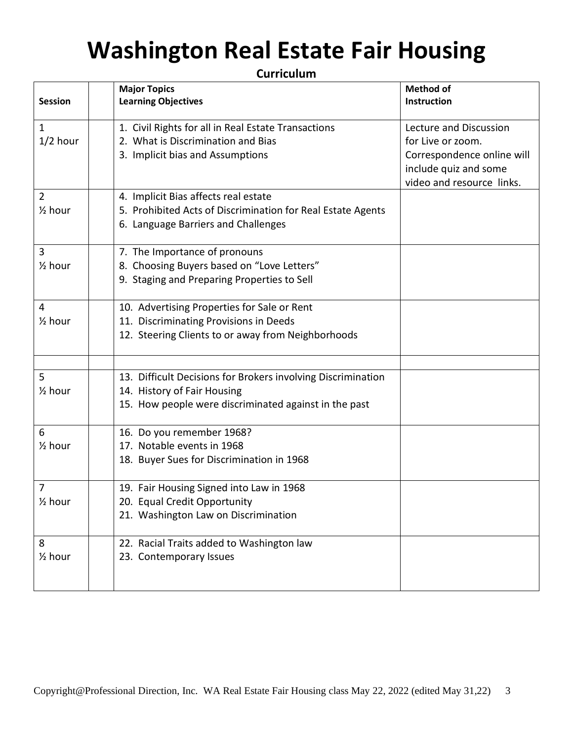# Washington Real Estate Fair Housing

**Curriculum**

| Session | | Major Topics<br>Learning Objectives | Method of Instruction |
|---|---|---|---|
| 1<br>1/2 hour | | 1. Civil Rights for all in Real Estate Transactions<br>2. What is Discrimination and Bias<br>3. Implicit bias and Assumptions | Lecture and Discussion for Live or zoom. Correspondence online will include quiz and some video and resource links. |
| 2<br>½ hour | | 4. Implicit Bias affects real estate<br>5. Prohibited Acts of Discrimination for Real Estate Agents<br>6. Language Barriers and Challenges | |
| 3<br>½ hour | | 7. The Importance of pronouns<br>8. Choosing Buyers based on "Love Letters"<br>9. Staging and Preparing Properties to Sell | |
| 4<br>½ hour | | 10. Advertising Properties for Sale or Rent<br>11. Discriminating Provisions in Deeds<br>12. Steering Clients to or away from Neighborhoods | |
| | | | |
| 5<br>½ hour | | 13. Difficult Decisions for Brokers involving Discrimination<br>14. History of Fair Housing<br>15. How people were discriminated against in the past | |
| 6<br>½ hour | | 16. Do you remember 1968?<br>17. Notable events in 1968<br>18. Buyer Sues for Discrimination in 1968 | |
| 7<br>½ hour | | 19. Fair Housing Signed into Law in 1968<br>20. Equal Credit Opportunity<br>21. Washington Law on Discrimination | |
| 8<br>½ hour | | 22. Racial Traits added to Washington law<br>23. Contemporary Issues | |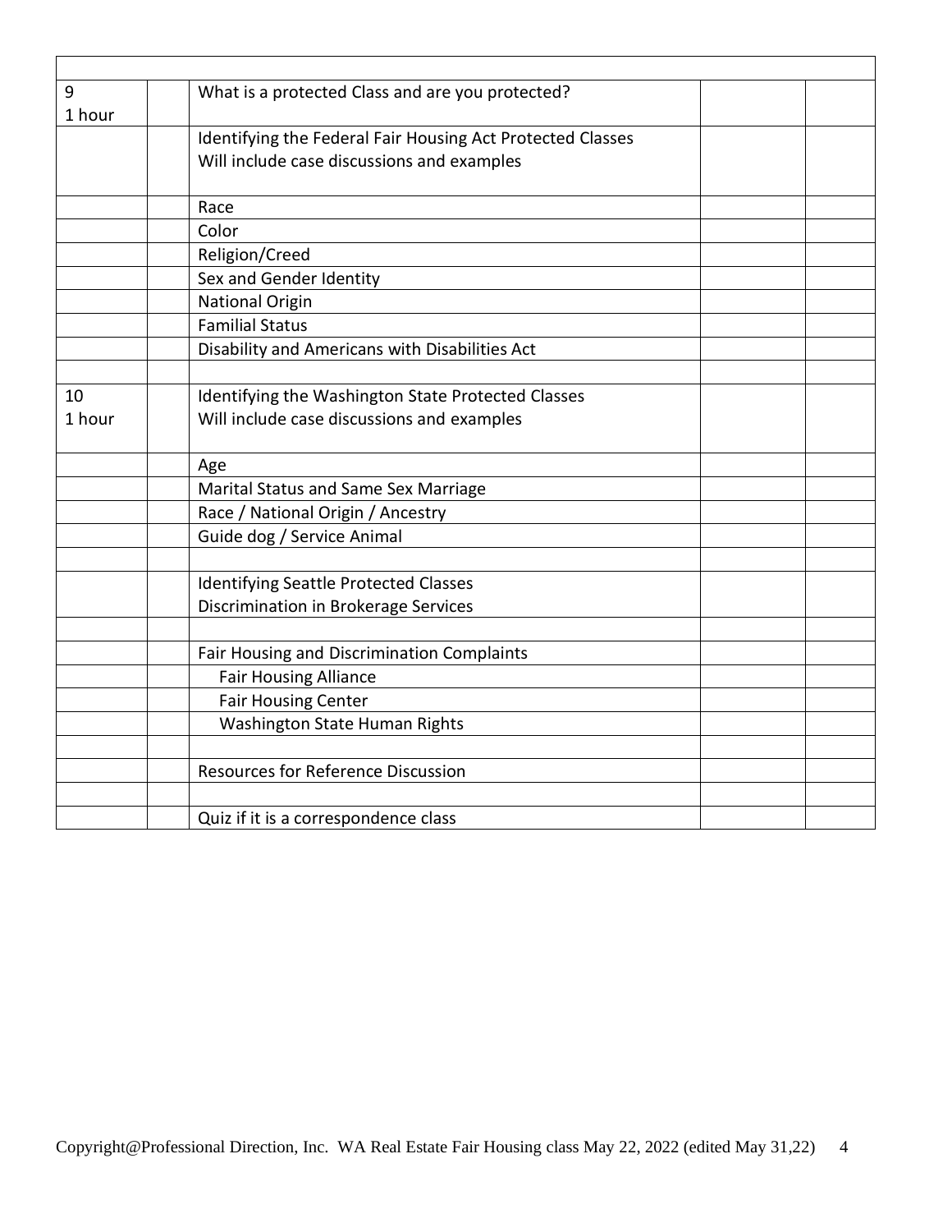| | | | | |
|---|---|---|---|---|
| 9<br>1 hour | | What is a protected Class and are you protected? | | |
| | | Identifying the Federal Fair Housing Act Protected Classes<br>Will include case discussions and examples | | |
| | | Race | | |
| | | Color | | |
| | | Religion/Creed | | |
| | | Sex and Gender Identity | | |
| | | National Origin | | |
| | | Familial Status | | |
| | | Disability and Americans with Disabilities Act | | |
| | | | | |
| 10<br>1 hour | | Identifying the Washington State Protected Classes<br>Will include case discussions and examples | | |
| | | Age | | |
| | | Marital Status and Same Sex Marriage | | |
| | | Race / National Origin / Ancestry | | |
| | | Guide dog / Service Animal | | |
| | | | | |
| | | Identifying Seattle Protected Classes<br>Discrimination in Brokerage Services | | |
| | | | | |
| | | Fair Housing and Discrimination Complaints | | |
| | | Fair Housing Alliance | | |
| | | Fair Housing Center | | |
| | | Washington State Human Rights | | |
| | | | | |
| | | Resources for Reference Discussion | | |
| | | | | |
| | | Quiz if it is a correspondence class | | |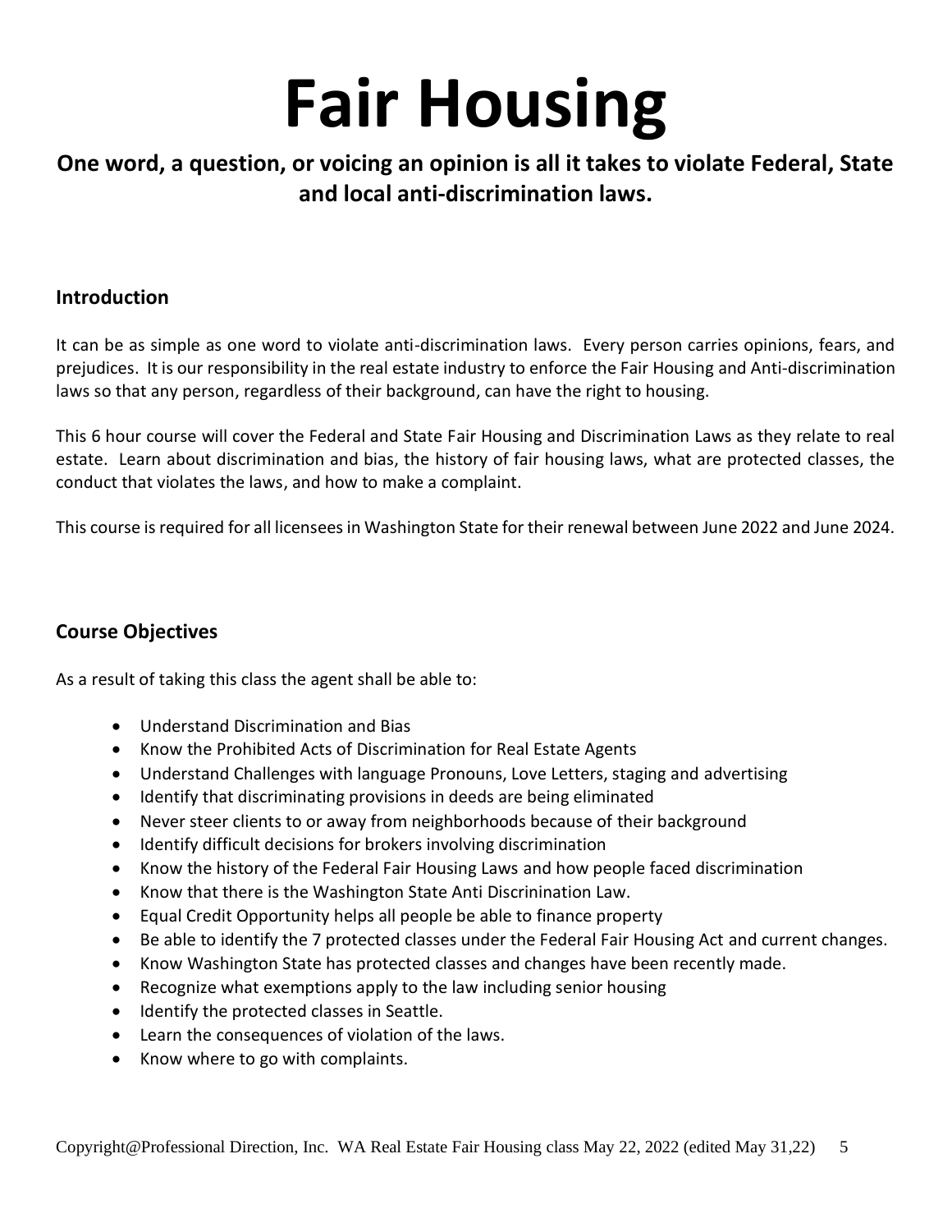# Fair Housing

## One word, a question, or voicing an opinion is all it takes to violate Federal, State and local anti-discrimination laws.

### Introduction

It can be as simple as one word to violate anti-discrimination laws. Every person carries opinions, fears, and prejudices. It is our responsibility in the real estate industry to enforce the Fair Housing and Anti-discrimination laws so that any person, regardless of their background, can have the right to housing.

This 6 hour course will cover the Federal and State Fair Housing and Discrimination Laws as they relate to real estate. Learn about discrimination and bias, the history of fair housing laws, what are protected classes, the conduct that violates the laws, and how to make a complaint.

This course is required for all licensees in Washington State for their renewal between June 2022 and June 2024.

### Course Objectives

As a result of taking this class the agent shall be able to:

- Understand Discrimination and Bias
- Know the Prohibited Acts of Discrimination for Real Estate Agents
- Understand Challenges with language Pronouns, Love Letters, staging and advertising
- Identify that discriminating provisions in deeds are being eliminated
- Never steer clients to or away from neighborhoods because of their background
- Identify difficult decisions for brokers involving discrimination
- Know the history of the Federal Fair Housing Laws and how people faced discrimination
- Know that there is the Washington State Anti Discrinination Law.
- Equal Credit Opportunity helps all people be able to finance property
- Be able to identify the 7 protected classes under the Federal Fair Housing Act and current changes.
- Know Washington State has protected classes and changes have been recently made.
- Recognize what exemptions apply to the law including senior housing
- Identify the protected classes in Seattle.
- Learn the consequences of violation of the laws.
- Know where to go with complaints.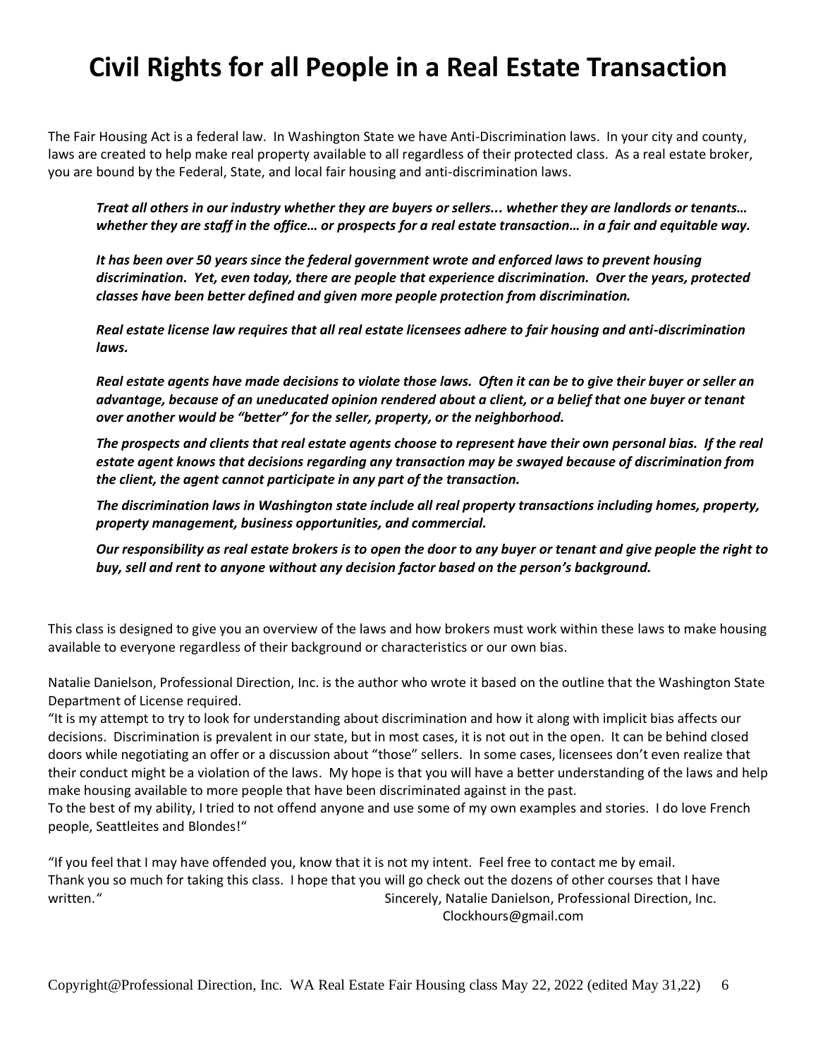# Civil Rights for all People in a Real Estate Transaction

The Fair Housing Act is a federal law. In Washington State we have Anti-Discrimination laws. In your city and county, laws are created to help make real property available to all regardless of their protected class. As a real estate broker, you are bound by the Federal, State, and local fair housing and anti-discrimination laws.

> ***Treat all others in our industry whether they are buyers or sellers... whether they are landlords or tenants… whether they are staff in the office… or prospects for a real estate transaction… in a fair and equitable way.***
>
> ***It has been over 50 years since the federal government wrote and enforced laws to prevent housing discrimination. Yet, even today, there are people that experience discrimination. Over the years, protected classes have been better defined and given more people protection from discrimination.***
>
> ***Real estate license law requires that all real estate licensees adhere to fair housing and anti-discrimination laws.***
>
> ***Real estate agents have made decisions to violate those laws. Often it can be to give their buyer or seller an advantage, because of an uneducated opinion rendered about a client, or a belief that one buyer or tenant over another would be "better" for the seller, property, or the neighborhood.***
>
> ***The prospects and clients that real estate agents choose to represent have their own personal bias. If the real estate agent knows that decisions regarding any transaction may be swayed because of discrimination from the client, the agent cannot participate in any part of the transaction.***
>
> ***The discrimination laws in Washington state include all real property transactions including homes, property, property management, business opportunities, and commercial.***
>
> ***Our responsibility as real estate brokers is to open the door to any buyer or tenant and give people the right to buy, sell and rent to anyone without any decision factor based on the person's background.***

This class is designed to give you an overview of the laws and how brokers must work within these laws to make housing available to everyone regardless of their background or characteristics or our own bias.

Natalie Danielson, Professional Direction, Inc. is the author who wrote it based on the outline that the Washington State Department of License required.

"It is my attempt to try to look for understanding about discrimination and how it along with implicit bias affects our decisions. Discrimination is prevalent in our state, but in most cases, it is not out in the open. It can be behind closed doors while negotiating an offer or a discussion about "those" sellers. In some cases, licensees don't even realize that their conduct might be a violation of the laws. My hope is that you will have a better understanding of the laws and help make housing available to more people that have been discriminated against in the past.

To the best of my ability, I tried to not offend anyone and use some of my own examples and stories. I do love French people, Seattleites and Blondes!"

"If you feel that I may have offended you, know that it is not my intent. Feel free to contact me by email. Thank you so much for taking this class. I hope that you will go check out the dozens of other courses that I have written."

Sincerely, Natalie Danielson, Professional Direction, Inc.
Clockhours@gmail.com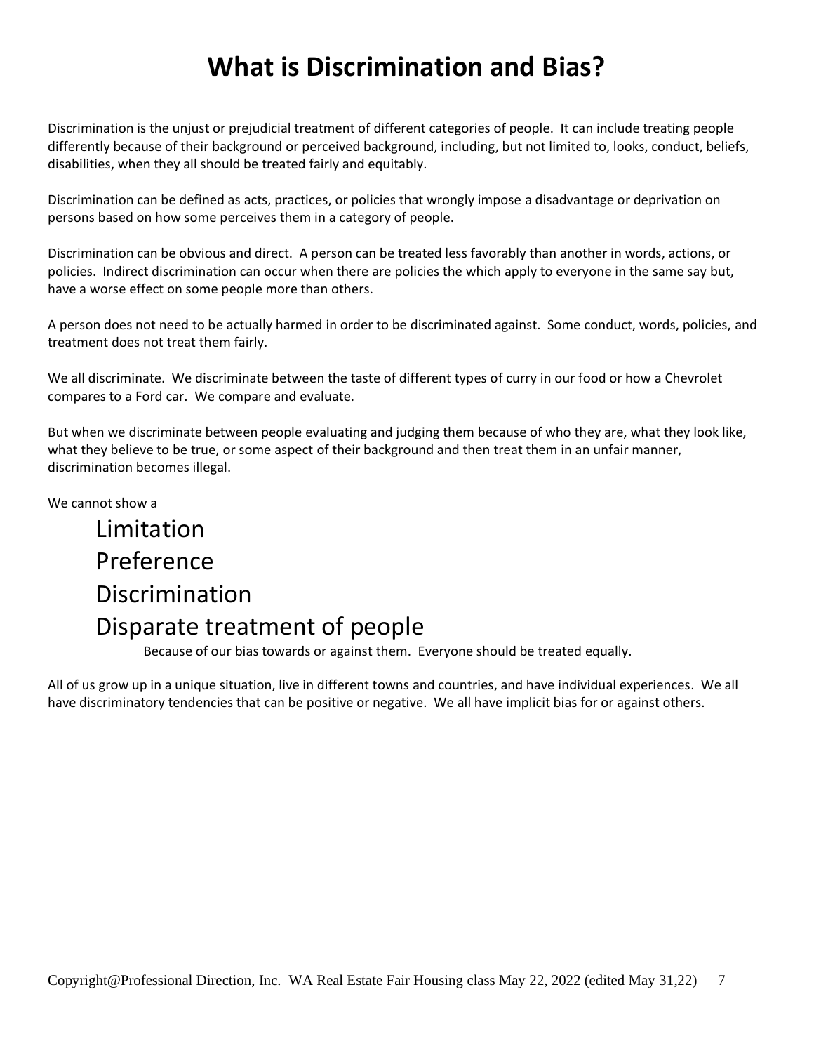# What is Discrimination and Bias?

Discrimination is the unjust or prejudicial treatment of different categories of people. It can include treating people differently because of their background or perceived background, including, but not limited to, looks, conduct, beliefs, disabilities, when they all should be treated fairly and equitably.

Discrimination can be defined as acts, practices, or policies that wrongly impose a disadvantage or deprivation on persons based on how some perceives them in a category of people.

Discrimination can be obvious and direct. A person can be treated less favorably than another in words, actions, or policies. Indirect discrimination can occur when there are policies the which apply to everyone in the same say but, have a worse effect on some people more than others.

A person does not need to be actually harmed in order to be discriminated against. Some conduct, words, policies, and treatment does not treat them fairly.

We all discriminate. We discriminate between the taste of different types of curry in our food or how a Chevrolet compares to a Ford car. We compare and evaluate.

But when we discriminate between people evaluating and judging them because of who they are, what they look like, what they believe to be true, or some aspect of their background and then treat them in an unfair manner, discrimination becomes illegal.

We cannot show a

- Limitation
- Preference
- Discrimination
- Disparate treatment of people

Because of our bias towards or against them. Everyone should be treated equally.

All of us grow up in a unique situation, live in different towns and countries, and have individual experiences. We all have discriminatory tendencies that can be positive or negative. We all have implicit bias for or against others.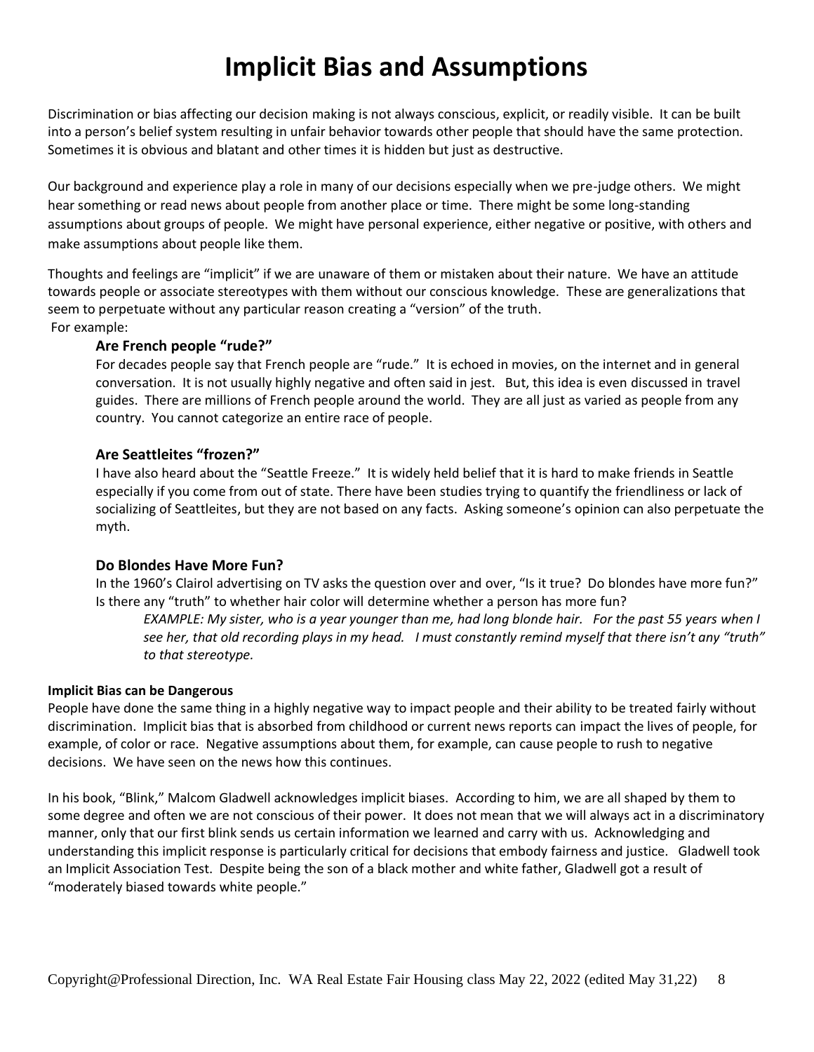# Implicit Bias and Assumptions

Discrimination or bias affecting our decision making is not always conscious, explicit, or readily visible. It can be built into a person's belief system resulting in unfair behavior towards other people that should have the same protection. Sometimes it is obvious and blatant and other times it is hidden but just as destructive.

Our background and experience play a role in many of our decisions especially when we pre-judge others. We might hear something or read news about people from another place or time. There might be some long-standing assumptions about groups of people. We might have personal experience, either negative or positive, with others and make assumptions about people like them.

Thoughts and feelings are "implicit" if we are unaware of them or mistaken about their nature. We have an attitude towards people or associate stereotypes with them without our conscious knowledge. These are generalizations that seem to perpetuate without any particular reason creating a "version" of the truth.
For example:

### Are French people "rude?"

For decades people say that French people are "rude." It is echoed in movies, on the internet and in general conversation. It is not usually highly negative and often said in jest. But, this idea is even discussed in travel guides. There are millions of French people around the world. They are all just as varied as people from any country. You cannot categorize an entire race of people.

### Are Seattleites "frozen?"

I have also heard about the "Seattle Freeze." It is widely held belief that it is hard to make friends in Seattle especially if you come from out of state. There have been studies trying to quantify the friendliness or lack of socializing of Seattleites, but they are not based on any facts. Asking someone's opinion can also perpetuate the myth.

### Do Blondes Have More Fun?

In the 1960's Clairol advertising on TV asks the question over and over, "Is it true? Do blondes have more fun?" Is there any "truth" to whether hair color will determine whether a person has more fun?

> *EXAMPLE: My sister, who is a year younger than me, had long blonde hair. For the past 55 years when I see her, that old recording plays in my head. I must constantly remind myself that there isn't any "truth" to that stereotype.*

**Implicit Bias can be Dangerous**

People have done the same thing in a highly negative way to impact people and their ability to be treated fairly without discrimination. Implicit bias that is absorbed from childhood or current news reports can impact the lives of people, for example, of color or race. Negative assumptions about them, for example, can cause people to rush to negative decisions. We have seen on the news how this continues.

In his book, "Blink," Malcom Gladwell acknowledges implicit biases. According to him, we are all shaped by them to some degree and often we are not conscious of their power. It does not mean that we will always act in a discriminatory manner, only that our first blink sends us certain information we learned and carry with us. Acknowledging and understanding this implicit response is particularly critical for decisions that embody fairness and justice. Gladwell took an Implicit Association Test. Despite being the son of a black mother and white father, Gladwell got a result of "moderately biased towards white people."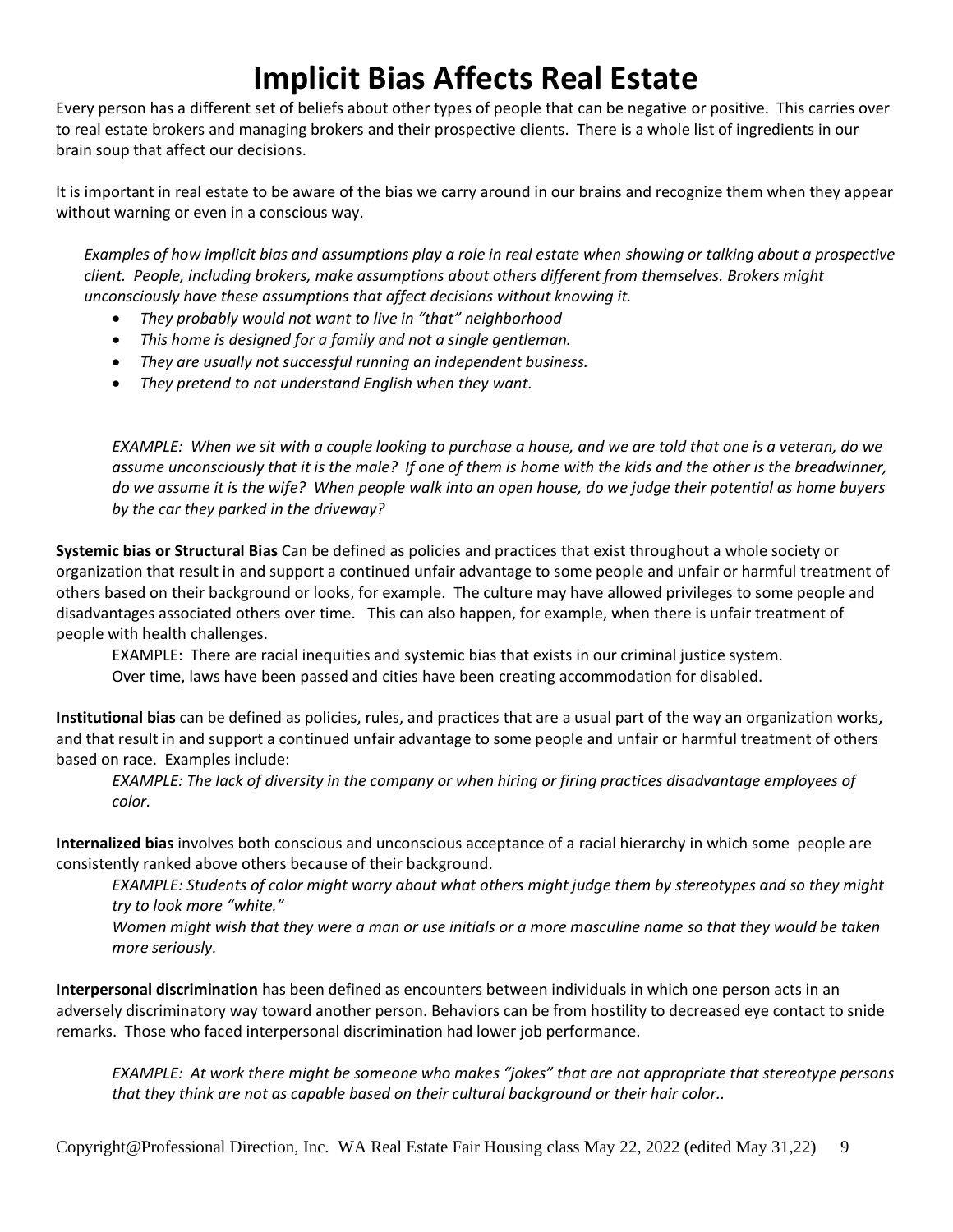# Implicit Bias Affects Real Estate

Every person has a different set of beliefs about other types of people that can be negative or positive. This carries over to real estate brokers and managing brokers and their prospective clients. There is a whole list of ingredients in our brain soup that affect our decisions.

It is important in real estate to be aware of the bias we carry around in our brains and recognize them when they appear without warning or even in a conscious way.

*Examples of how implicit bias and assumptions play a role in real estate when showing or talking about a prospective client. People, including brokers, make assumptions about others different from themselves. Brokers might unconsciously have these assumptions that affect decisions without knowing it.*

- *They probably would not want to live in "that" neighborhood*
- *This home is designed for a family and not a single gentleman.*
- *They are usually not successful running an independent business.*
- *They pretend to not understand English when they want.*

*EXAMPLE: When we sit with a couple looking to purchase a house, and we are told that one is a veteran, do we assume unconsciously that it is the male? If one of them is home with the kids and the other is the breadwinner, do we assume it is the wife? When people walk into an open house, do we judge their potential as home buyers by the car they parked in the driveway?*

**Systemic bias or Structural Bias** Can be defined as policies and practices that exist throughout a whole society or organization that result in and support a continued unfair advantage to some people and unfair or harmful treatment of others based on their background or looks, for example. The culture may have allowed privileges to some people and disadvantages associated others over time. This can also happen, for example, when there is unfair treatment of people with health challenges.

EXAMPLE: There are racial inequities and systemic bias that exists in our criminal justice system.
Over time, laws have been passed and cities have been creating accommodation for disabled.

**Institutional bias** can be defined as policies, rules, and practices that are a usual part of the way an organization works, and that result in and support a continued unfair advantage to some people and unfair or harmful treatment of others based on race. Examples include:

*EXAMPLE: The lack of diversity in the company or when hiring or firing practices disadvantage employees of color.*

**Internalized bias** involves both conscious and unconscious acceptance of a racial hierarchy in which some people are consistently ranked above others because of their background.

*EXAMPLE: Students of color might worry about what others might judge them by stereotypes and so they might try to look more "white."*
*Women might wish that they were a man or use initials or a more masculine name so that they would be taken more seriously.*

**Interpersonal discrimination** has been defined as encounters between individuals in which one person acts in an adversely discriminatory way toward another person. Behaviors can be from hostility to decreased eye contact to snide remarks. Those who faced interpersonal discrimination had lower job performance.

*EXAMPLE: At work there might be someone who makes "jokes" that are not appropriate that stereotype persons that they think are not as capable based on their cultural background or their hair color..*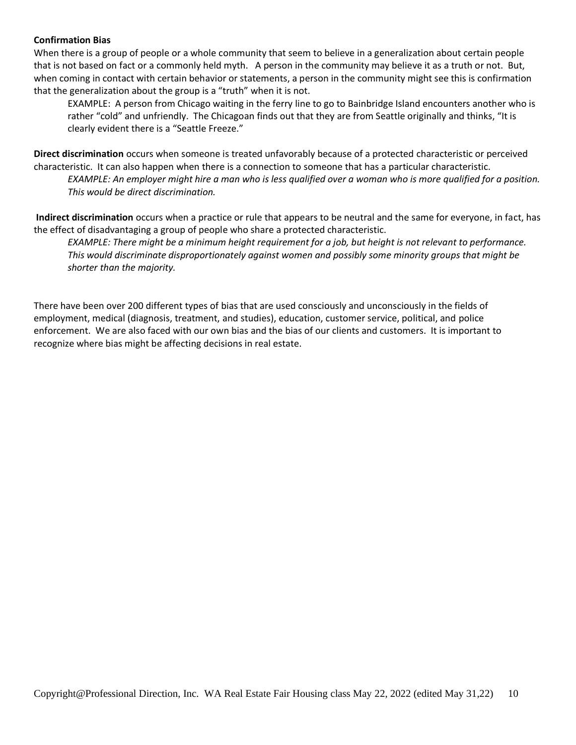**Confirmation Bias**

When there is a group of people or a whole community that seem to believe in a generalization about certain people that is not based on fact or a commonly held myth.  A person in the community may believe it as a truth or not.  But, when coming in contact with certain behavior or statements, a person in the community might see this is confirmation that the generalization about the group is a "truth" when it is not.

> EXAMPLE:  A person from Chicago waiting in the ferry line to go to Bainbridge Island encounters another who is rather "cold" and unfriendly.  The Chicagoan finds out that they are from Seattle originally and thinks, "It is clearly evident there is a "Seattle Freeze."

**Direct discrimination** occurs when someone is treated unfavorably because of a protected characteristic or perceived characteristic.  It can also happen when there is a connection to someone that has a particular characteristic.

> *EXAMPLE: An employer might hire a man who is less qualified over a woman who is more qualified for a position. This would be direct discrimination.*

**Indirect discrimination** occurs when a practice or rule that appears to be neutral and the same for everyone, in fact, has the effect of disadvantaging a group of people who share a protected characteristic.

> *EXAMPLE: There might be a minimum height requirement for a job, but height is not relevant to performance. This would discriminate disproportionately against women and possibly some minority groups that might be shorter than the majority.*

There have been over 200 different types of bias that are used consciously and unconsciously in the fields of employment, medical (diagnosis, treatment, and studies), education, customer service, political, and police enforcement.  We are also faced with our own bias and the bias of our clients and customers.  It is important to recognize where bias might be affecting decisions in real estate.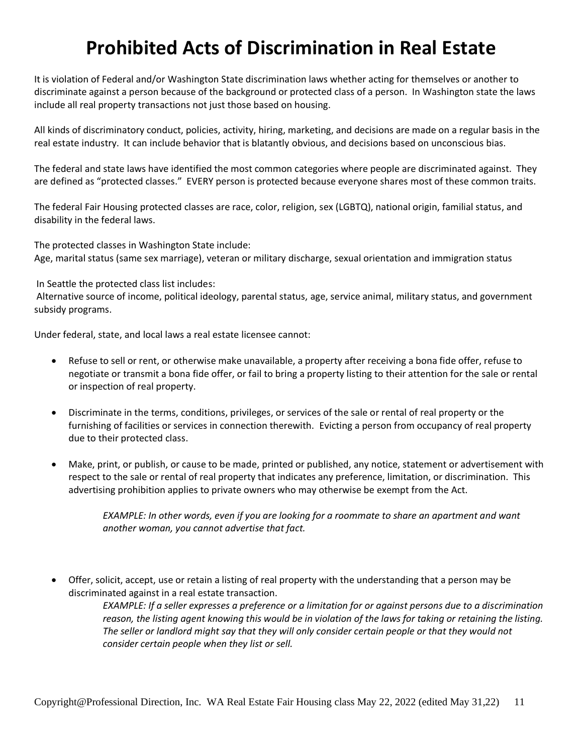# Prohibited Acts of Discrimination in Real Estate

It is violation of Federal and/or Washington State discrimination laws whether acting for themselves or another to discriminate against a person because of the background or protected class of a person. In Washington state the laws include all real property transactions not just those based on housing.

All kinds of discriminatory conduct, policies, activity, hiring, marketing, and decisions are made on a regular basis in the real estate industry. It can include behavior that is blatantly obvious, and decisions based on unconscious bias.

The federal and state laws have identified the most common categories where people are discriminated against. They are defined as "protected classes." EVERY person is protected because everyone shares most of these common traits.

The federal Fair Housing protected classes are race, color, religion, sex (LGBTQ), national origin, familial status, and disability in the federal laws.

The protected classes in Washington State include:
Age, marital status (same sex marriage), veteran or military discharge, sexual orientation and immigration status

In Seattle the protected class list includes:
Alternative source of income, political ideology, parental status, age, service animal, military status, and government subsidy programs.

Under federal, state, and local laws a real estate licensee cannot:

- Refuse to sell or rent, or otherwise make unavailable, a property after receiving a bona fide offer, refuse to negotiate or transmit a bona fide offer, or fail to bring a property listing to their attention for the sale or rental or inspection of real property.

- Discriminate in the terms, conditions, privileges, or services of the sale or rental of real property or the furnishing of facilities or services in connection therewith. Evicting a person from occupancy of real property due to their protected class.

- Make, print, or publish, or cause to be made, printed or published, any notice, statement or advertisement with respect to the sale or rental of real property that indicates any preference, limitation, or discrimination. This advertising prohibition applies to private owners who may otherwise be exempt from the Act.

  *EXAMPLE: In other words, even if you are looking for a roommate to share an apartment and want another woman, you cannot advertise that fact.*

- Offer, solicit, accept, use or retain a listing of real property with the understanding that a person may be discriminated against in a real estate transaction.

  *EXAMPLE: If a seller expresses a preference or a limitation for or against persons due to a discrimination reason, the listing agent knowing this would be in violation of the laws for taking or retaining the listing. The seller or landlord might say that they will only consider certain people or that they would not consider certain people when they list or sell.*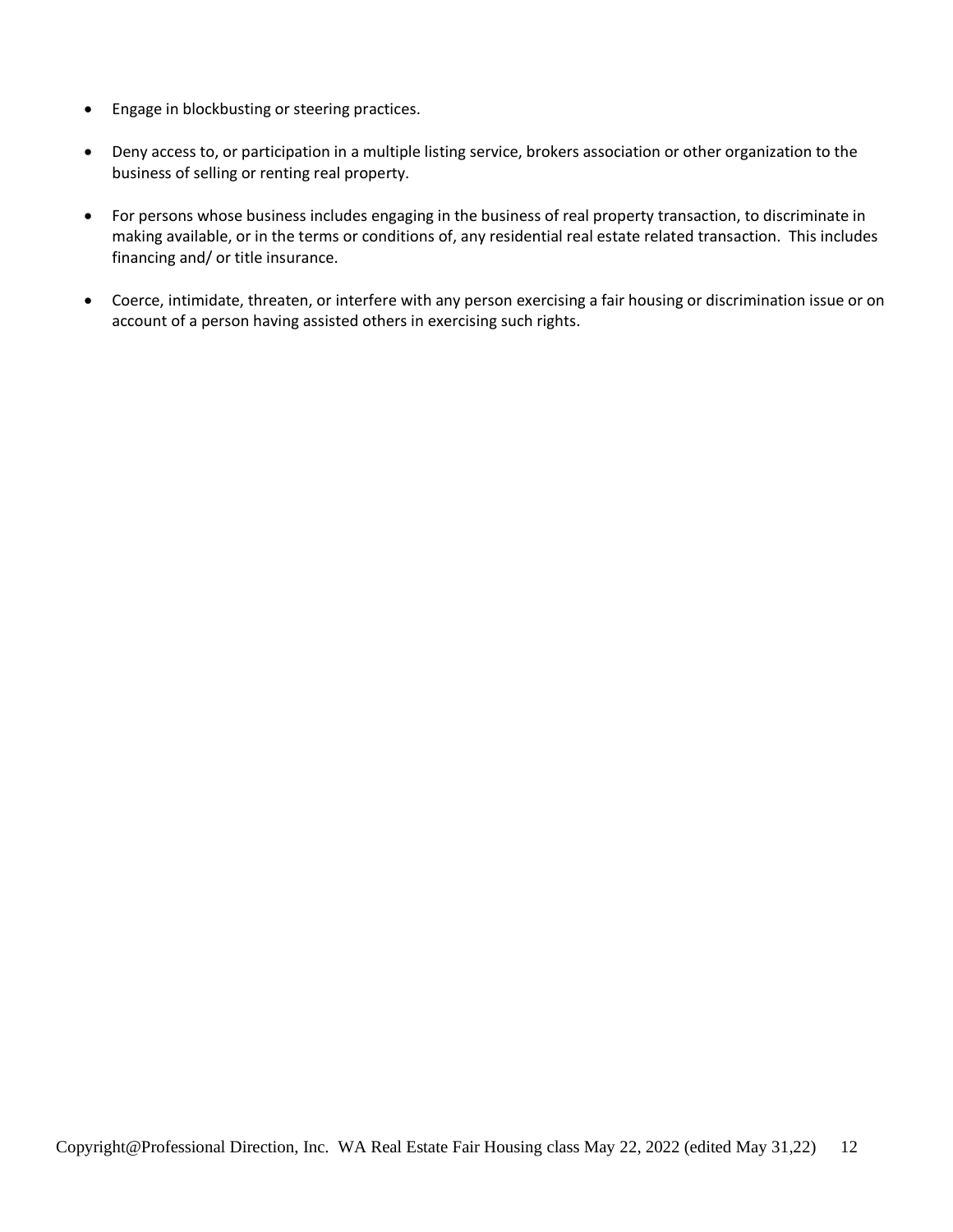- Engage in blockbusting or steering practices.

- Deny access to, or participation in a multiple listing service, brokers association or other organization to the business of selling or renting real property.

- For persons whose business includes engaging in the business of real property transaction, to discriminate in making available, or in the terms or conditions of, any residential real estate related transaction. This includes financing and/ or title insurance.

- Coerce, intimidate, threaten, or interfere with any person exercising a fair housing or discrimination issue or on account of a person having assisted others in exercising such rights.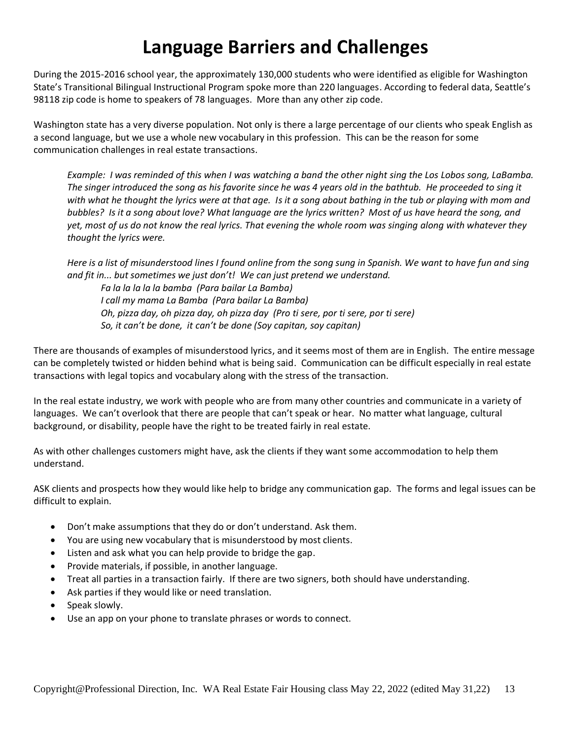# Language Barriers and Challenges

During the 2015-2016 school year, the approximately 130,000 students who were identified as eligible for Washington State's Transitional Bilingual Instructional Program spoke more than 220 languages. According to federal data, Seattle's 98118 zip code is home to speakers of 78 languages. More than any other zip code.

Washington state has a very diverse population. Not only is there a large percentage of our clients who speak English as a second language, but we use a whole new vocabulary in this profession. This can be the reason for some communication challenges in real estate transactions.

> *Example: I was reminded of this when I was watching a band the other night sing the Los Lobos song, LaBamba. The singer introduced the song as his favorite since he was 4 years old in the bathtub. He proceeded to sing it with what he thought the lyrics were at that age. Is it a song about bathing in the tub or playing with mom and bubbles? Is it a song about love? What language are the lyrics written? Most of us have heard the song, and yet, most of us do not know the real lyrics. That evening the whole room was singing along with whatever they thought the lyrics were.*
>
> *Here is a list of misunderstood lines I found online from the song sung in Spanish. We want to have fun and sing and fit in... but sometimes we just don't! We can just pretend we understand.*
>
> *Fa la la la la la bamba (Para bailar La Bamba)*
> *I call my mama La Bamba (Para bailar La Bamba)*
> *Oh, pizza day, oh pizza day, oh pizza day (Pro ti sere, por ti sere, por ti sere)*
> *So, it can't be done, it can't be done (Soy capitan, soy capitan)*

There are thousands of examples of misunderstood lyrics, and it seems most of them are in English. The entire message can be completely twisted or hidden behind what is being said. Communication can be difficult especially in real estate transactions with legal topics and vocabulary along with the stress of the transaction.

In the real estate industry, we work with people who are from many other countries and communicate in a variety of languages. We can't overlook that there are people that can't speak or hear. No matter what language, cultural background, or disability, people have the right to be treated fairly in real estate.

As with other challenges customers might have, ask the clients if they want some accommodation to help them understand.

ASK clients and prospects how they would like help to bridge any communication gap. The forms and legal issues can be difficult to explain.

- Don't make assumptions that they do or don't understand. Ask them.
- You are using new vocabulary that is misunderstood by most clients.
- Listen and ask what you can help provide to bridge the gap.
- Provide materials, if possible, in another language.
- Treat all parties in a transaction fairly. If there are two signers, both should have understanding.
- Ask parties if they would like or need translation.
- Speak slowly.
- Use an app on your phone to translate phrases or words to connect.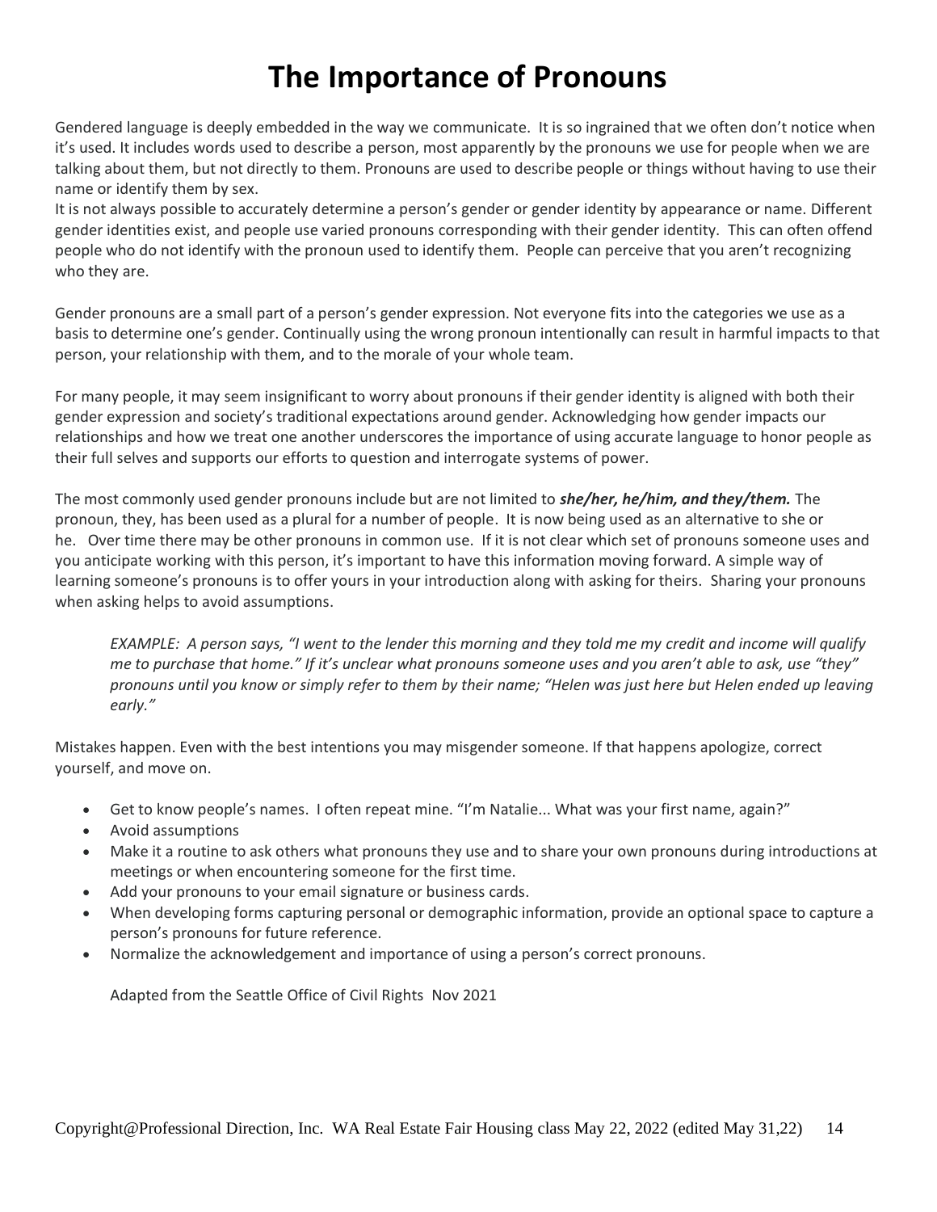# The Importance of Pronouns

Gendered language is deeply embedded in the way we communicate. It is so ingrained that we often don't notice when it's used. It includes words used to describe a person, most apparently by the pronouns we use for people when we are talking about them, but not directly to them. Pronouns are used to describe people or things without having to use their name or identify them by sex.

It is not always possible to accurately determine a person's gender or gender identity by appearance or name. Different gender identities exist, and people use varied pronouns corresponding with their gender identity. This can often offend people who do not identify with the pronoun used to identify them. People can perceive that you aren't recognizing who they are.

Gender pronouns are a small part of a person's gender expression. Not everyone fits into the categories we use as a basis to determine one's gender. Continually using the wrong pronoun intentionally can result in harmful impacts to that person, your relationship with them, and to the morale of your whole team.

For many people, it may seem insignificant to worry about pronouns if their gender identity is aligned with both their gender expression and society's traditional expectations around gender. Acknowledging how gender impacts our relationships and how we treat one another underscores the importance of using accurate language to honor people as their full selves and supports our efforts to question and interrogate systems of power.

The most commonly used gender pronouns include but are not limited to ***she/her, he/him, and they/them.*** The pronoun, they, has been used as a plural for a number of people. It is now being used as an alternative to she or he. Over time there may be other pronouns in common use. If it is not clear which set of pronouns someone uses and you anticipate working with this person, it's important to have this information moving forward. A simple way of learning someone's pronouns is to offer yours in your introduction along with asking for theirs. Sharing your pronouns when asking helps to avoid assumptions.

> *EXAMPLE: A person says, "I went to the lender this morning and they told me my credit and income will qualify me to purchase that home." If it's unclear what pronouns someone uses and you aren't able to ask, use "they" pronouns until you know or simply refer to them by their name; "Helen was just here but Helen ended up leaving early."*

Mistakes happen. Even with the best intentions you may misgender someone. If that happens apologize, correct yourself, and move on.

- Get to know people's names. I often repeat mine. "I'm Natalie... What was your first name, again?"
- Avoid assumptions
- Make it a routine to ask others what pronouns they use and to share your own pronouns during introductions at meetings or when encountering someone for the first time.
- Add your pronouns to your email signature or business cards.
- When developing forms capturing personal or demographic information, provide an optional space to capture a person's pronouns for future reference.
- Normalize the acknowledgement and importance of using a person's correct pronouns.

Adapted from the Seattle Office of Civil Rights Nov 2021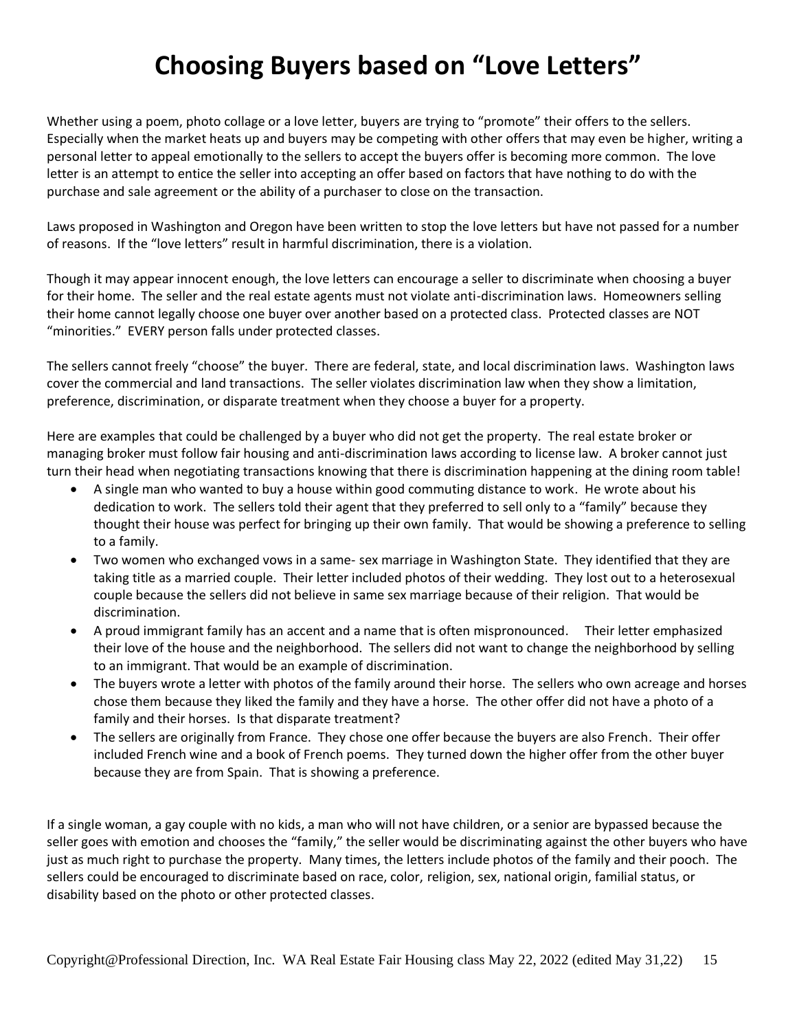# Choosing Buyers based on "Love Letters"

Whether using a poem, photo collage or a love letter, buyers are trying to "promote" their offers to the sellers. Especially when the market heats up and buyers may be competing with other offers that may even be higher, writing a personal letter to appeal emotionally to the sellers to accept the buyers offer is becoming more common. The love letter is an attempt to entice the seller into accepting an offer based on factors that have nothing to do with the purchase and sale agreement or the ability of a purchaser to close on the transaction.

Laws proposed in Washington and Oregon have been written to stop the love letters but have not passed for a number of reasons. If the "love letters" result in harmful discrimination, there is a violation.

Though it may appear innocent enough, the love letters can encourage a seller to discriminate when choosing a buyer for their home. The seller and the real estate agents must not violate anti-discrimination laws. Homeowners selling their home cannot legally choose one buyer over another based on a protected class. Protected classes are NOT "minorities." EVERY person falls under protected classes.

The sellers cannot freely "choose" the buyer. There are federal, state, and local discrimination laws. Washington laws cover the commercial and land transactions. The seller violates discrimination law when they show a limitation, preference, discrimination, or disparate treatment when they choose a buyer for a property.

Here are examples that could be challenged by a buyer who did not get the property. The real estate broker or managing broker must follow fair housing and anti-discrimination laws according to license law. A broker cannot just turn their head when negotiating transactions knowing that there is discrimination happening at the dining room table!

- A single man who wanted to buy a house within good commuting distance to work. He wrote about his dedication to work. The sellers told their agent that they preferred to sell only to a "family" because they thought their house was perfect for bringing up their own family. That would be showing a preference to selling to a family.
- Two women who exchanged vows in a same- sex marriage in Washington State. They identified that they are taking title as a married couple. Their letter included photos of their wedding. They lost out to a heterosexual couple because the sellers did not believe in same sex marriage because of their religion. That would be discrimination.
- A proud immigrant family has an accent and a name that is often mispronounced. Their letter emphasized their love of the house and the neighborhood. The sellers did not want to change the neighborhood by selling to an immigrant. That would be an example of discrimination.
- The buyers wrote a letter with photos of the family around their horse. The sellers who own acreage and horses chose them because they liked the family and they have a horse. The other offer did not have a photo of a family and their horses. Is that disparate treatment?
- The sellers are originally from France. They chose one offer because the buyers are also French. Their offer included French wine and a book of French poems. They turned down the higher offer from the other buyer because they are from Spain. That is showing a preference.

If a single woman, a gay couple with no kids, a man who will not have children, or a senior are bypassed because the seller goes with emotion and chooses the "family," the seller would be discriminating against the other buyers who have just as much right to purchase the property. Many times, the letters include photos of the family and their pooch. The sellers could be encouraged to discriminate based on race, color, religion, sex, national origin, familial status, or disability based on the photo or other protected classes.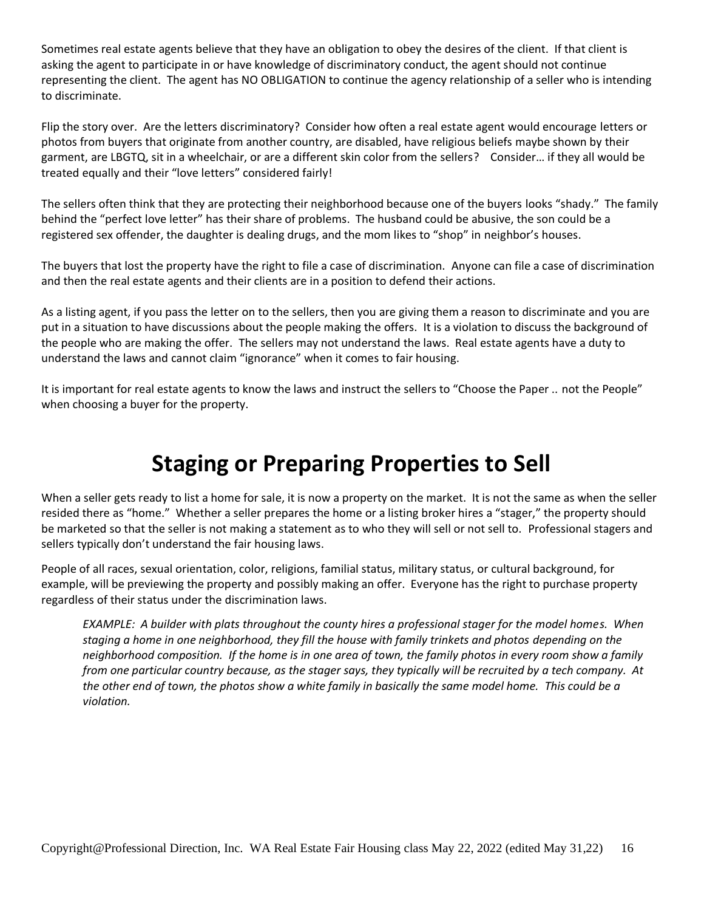Sometimes real estate agents believe that they have an obligation to obey the desires of the client. If that client is asking the agent to participate in or have knowledge of discriminatory conduct, the agent should not continue representing the client. The agent has NO OBLIGATION to continue the agency relationship of a seller who is intending to discriminate.

Flip the story over. Are the letters discriminatory? Consider how often a real estate agent would encourage letters or photos from buyers that originate from another country, are disabled, have religious beliefs maybe shown by their garment, are LBGTQ, sit in a wheelchair, or are a different skin color from the sellers? Consider… if they all would be treated equally and their "love letters" considered fairly!

The sellers often think that they are protecting their neighborhood because one of the buyers looks "shady." The family behind the "perfect love letter" has their share of problems. The husband could be abusive, the son could be a registered sex offender, the daughter is dealing drugs, and the mom likes to "shop" in neighbor's houses.

The buyers that lost the property have the right to file a case of discrimination. Anyone can file a case of discrimination and then the real estate agents and their clients are in a position to defend their actions.

As a listing agent, if you pass the letter on to the sellers, then you are giving them a reason to discriminate and you are put in a situation to have discussions about the people making the offers. It is a violation to discuss the background of the people who are making the offer. The sellers may not understand the laws. Real estate agents have a duty to understand the laws and cannot claim "ignorance" when it comes to fair housing.

It is important for real estate agents to know the laws and instruct the sellers to "Choose the Paper .. not the People" when choosing a buyer for the property.

# Staging or Preparing Properties to Sell

When a seller gets ready to list a home for sale, it is now a property on the market. It is not the same as when the seller resided there as "home." Whether a seller prepares the home or a listing broker hires a "stager," the property should be marketed so that the seller is not making a statement as to who they will sell or not sell to. Professional stagers and sellers typically don't understand the fair housing laws.

People of all races, sexual orientation, color, religions, familial status, military status, or cultural background, for example, will be previewing the property and possibly making an offer. Everyone has the right to purchase property regardless of their status under the discrimination laws.

> *EXAMPLE: A builder with plats throughout the county hires a professional stager for the model homes. When staging a home in one neighborhood, they fill the house with family trinkets and photos depending on the neighborhood composition. If the home is in one area of town, the family photos in every room show a family from one particular country because, as the stager says, they typically will be recruited by a tech company. At the other end of town, the photos show a white family in basically the same model home. This could be a violation.*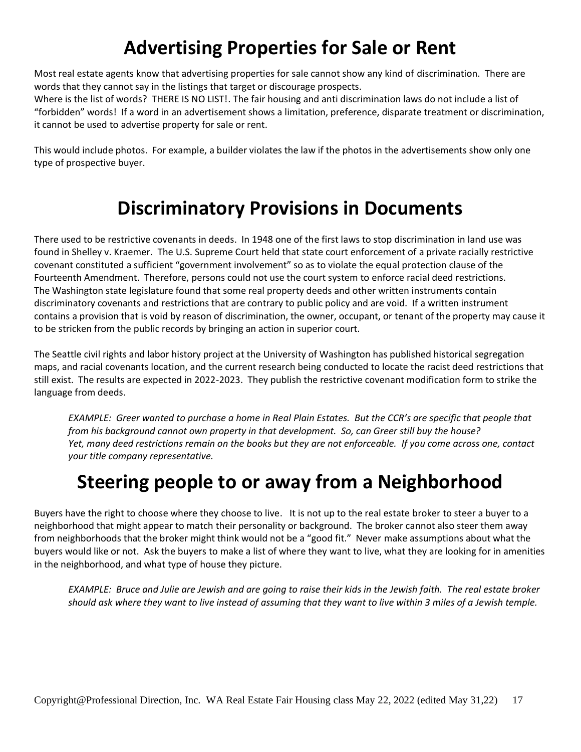# Advertising Properties for Sale or Rent

Most real estate agents know that advertising properties for sale cannot show any kind of discrimination. There are words that they cannot say in the listings that target or discourage prospects.
Where is the list of words? THERE IS NO LIST!. The fair housing and anti discrimination laws do not include a list of "forbidden" words! If a word in an advertisement shows a limitation, preference, disparate treatment or discrimination, it cannot be used to advertise property for sale or rent.

This would include photos. For example, a builder violates the law if the photos in the advertisements show only one type of prospective buyer.

# Discriminatory Provisions in Documents

There used to be restrictive covenants in deeds. In 1948 one of the first laws to stop discrimination in land use was found in Shelley v. Kraemer. The U.S. Supreme Court held that state court enforcement of a private racially restrictive covenant constituted a sufficient "government involvement" so as to violate the equal protection clause of the Fourteenth Amendment. Therefore, persons could not use the court system to enforce racial deed restrictions.
The Washington state legislature found that some real property deeds and other written instruments contain discriminatory covenants and restrictions that are contrary to public policy and are void. If a written instrument contains a provision that is void by reason of discrimination, the owner, occupant, or tenant of the property may cause it to be stricken from the public records by bringing an action in superior court.

The Seattle civil rights and labor history project at the University of Washington has published historical segregation maps, and racial covenants location, and the current research being conducted to locate the racist deed restrictions that still exist. The results are expected in 2022-2023. They publish the restrictive covenant modification form to strike the language from deeds.

> *EXAMPLE: Greer wanted to purchase a home in Real Plain Estates. But the CCR's are specific that people that from his background cannot own property in that development. So, can Greer still buy the house?*
> *Yet, many deed restrictions remain on the books but they are not enforceable. If you come across one, contact your title company representative.*

# Steering people to or away from a Neighborhood

Buyers have the right to choose where they choose to live. It is not up to the real estate broker to steer a buyer to a neighborhood that might appear to match their personality or background. The broker cannot also steer them away from neighborhoods that the broker might think would not be a "good fit." Never make assumptions about what the buyers would like or not. Ask the buyers to make a list of where they want to live, what they are looking for in amenities in the neighborhood, and what type of house they picture.

> *EXAMPLE: Bruce and Julie are Jewish and are going to raise their kids in the Jewish faith. The real estate broker should ask where they want to live instead of assuming that they want to live within 3 miles of a Jewish temple.*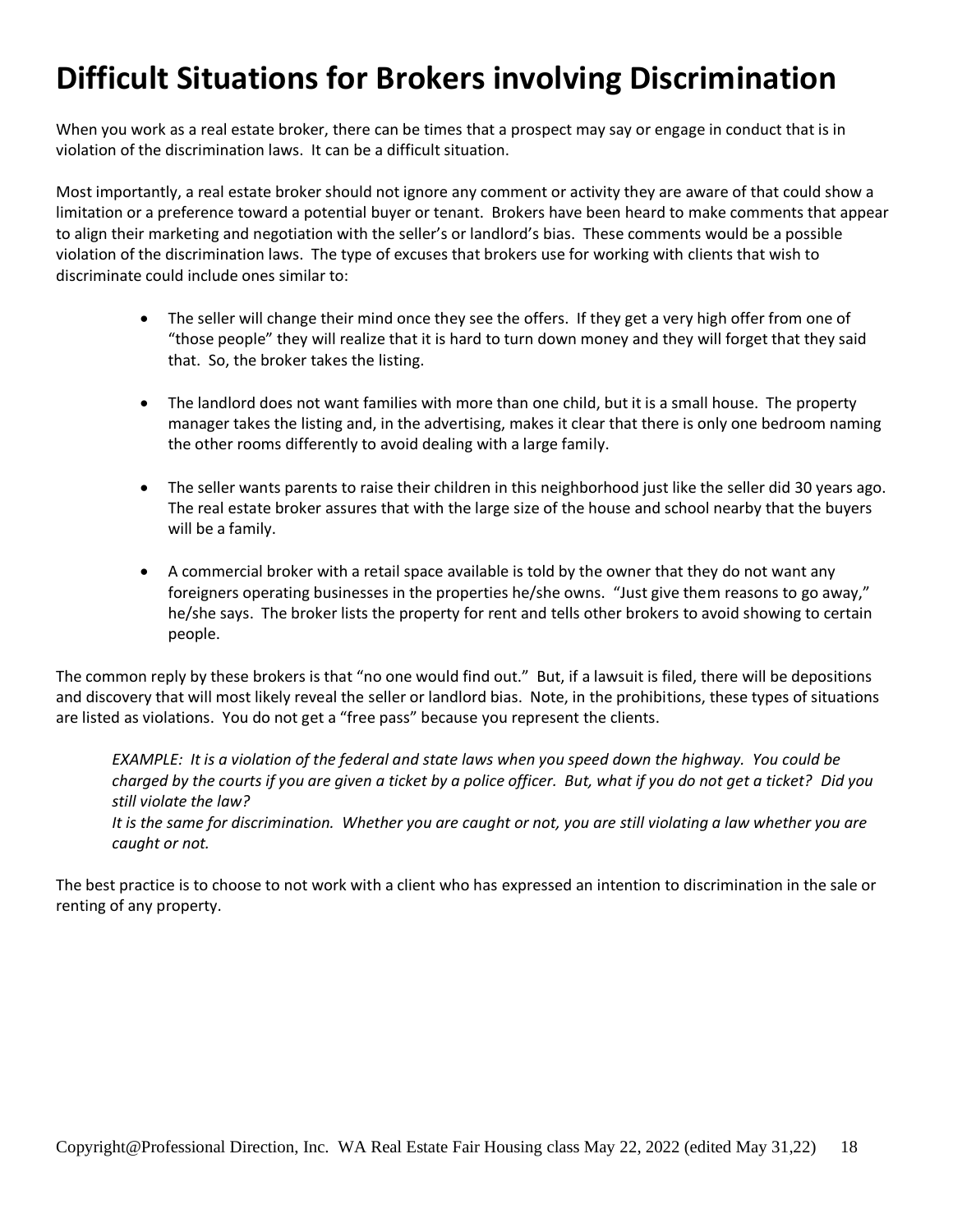# Difficult Situations for Brokers involving Discrimination

When you work as a real estate broker, there can be times that a prospect may say or engage in conduct that is in violation of the discrimination laws. It can be a difficult situation.

Most importantly, a real estate broker should not ignore any comment or activity they are aware of that could show a limitation or a preference toward a potential buyer or tenant. Brokers have been heard to make comments that appear to align their marketing and negotiation with the seller's or landlord's bias. These comments would be a possible violation of the discrimination laws. The type of excuses that brokers use for working with clients that wish to discriminate could include ones similar to:

- The seller will change their mind once they see the offers. If they get a very high offer from one of "those people" they will realize that it is hard to turn down money and they will forget that they said that. So, the broker takes the listing.

- The landlord does not want families with more than one child, but it is a small house. The property manager takes the listing and, in the advertising, makes it clear that there is only one bedroom naming the other rooms differently to avoid dealing with a large family.

- The seller wants parents to raise their children in this neighborhood just like the seller did 30 years ago. The real estate broker assures that with the large size of the house and school nearby that the buyers will be a family.

- A commercial broker with a retail space available is told by the owner that they do not want any foreigners operating businesses in the properties he/she owns. "Just give them reasons to go away," he/she says. The broker lists the property for rent and tells other brokers to avoid showing to certain people.

The common reply by these brokers is that "no one would find out." But, if a lawsuit is filed, there will be depositions and discovery that will most likely reveal the seller or landlord bias. Note, in the prohibitions, these types of situations are listed as violations. You do not get a "free pass" because you represent the clients.

> *EXAMPLE: It is a violation of the federal and state laws when you speed down the highway. You could be charged by the courts if you are given a ticket by a police officer. But, what if you do not get a ticket? Did you still violate the law?*
> *It is the same for discrimination. Whether you are caught or not, you are still violating a law whether you are caught or not.*

The best practice is to choose to not work with a client who has expressed an intention to discrimination in the sale or renting of any property.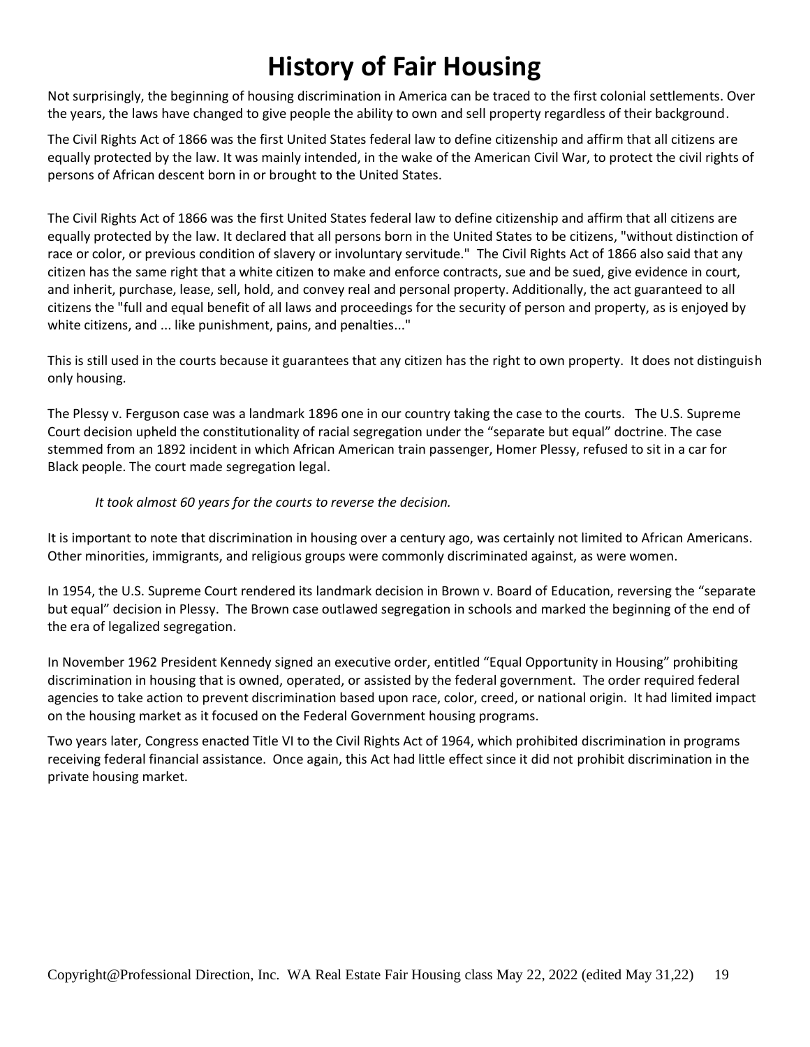# History of Fair Housing

Not surprisingly, the beginning of housing discrimination in America can be traced to the first colonial settlements. Over the years, the laws have changed to give people the ability to own and sell property regardless of their background.

The Civil Rights Act of 1866 was the first United States federal law to define citizenship and affirm that all citizens are equally protected by the law. It was mainly intended, in the wake of the American Civil War, to protect the civil rights of persons of African descent born in or brought to the United States.

The Civil Rights Act of 1866 was the first United States federal law to define citizenship and affirm that all citizens are equally protected by the law. It declared that all persons born in the United States to be citizens, "without distinction of race or color, or previous condition of slavery or involuntary servitude." The Civil Rights Act of 1866 also said that any citizen has the same right that a white citizen to make and enforce contracts, sue and be sued, give evidence in court, and inherit, purchase, lease, sell, hold, and convey real and personal property. Additionally, the act guaranteed to all citizens the "full and equal benefit of all laws and proceedings for the security of person and property, as is enjoyed by white citizens, and ... like punishment, pains, and penalties..."

This is still used in the courts because it guarantees that any citizen has the right to own property. It does not distinguish only housing.

The Plessy v. Ferguson case was a landmark 1896 one in our country taking the case to the courts. The U.S. Supreme Court decision upheld the constitutionality of racial segregation under the "separate but equal" doctrine. The case stemmed from an 1892 incident in which African American train passenger, Homer Plessy, refused to sit in a car for Black people. The court made segregation legal.

*It took almost 60 years for the courts to reverse the decision.*

It is important to note that discrimination in housing over a century ago, was certainly not limited to African Americans. Other minorities, immigrants, and religious groups were commonly discriminated against, as were women.

In 1954, the U.S. Supreme Court rendered its landmark decision in Brown v. Board of Education, reversing the "separate but equal" decision in Plessy. The Brown case outlawed segregation in schools and marked the beginning of the end of the era of legalized segregation.

In November 1962 President Kennedy signed an executive order, entitled "Equal Opportunity in Housing" prohibiting discrimination in housing that is owned, operated, or assisted by the federal government. The order required federal agencies to take action to prevent discrimination based upon race, color, creed, or national origin. It had limited impact on the housing market as it focused on the Federal Government housing programs.

Two years later, Congress enacted Title VI to the Civil Rights Act of 1964, which prohibited discrimination in programs receiving federal financial assistance. Once again, this Act had little effect since it did not prohibit discrimination in the private housing market.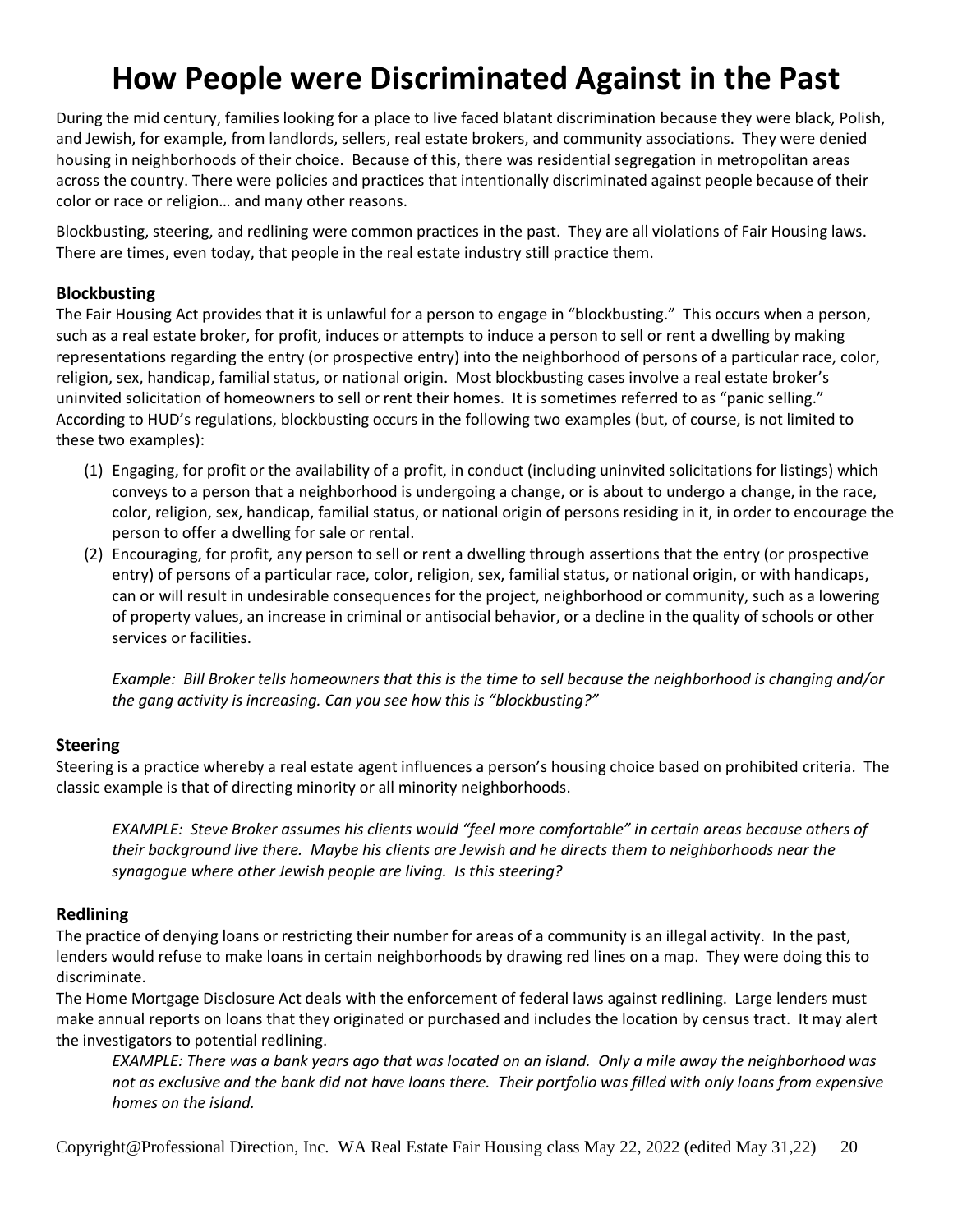# How People were Discriminated Against in the Past

During the mid century, families looking for a place to live faced blatant discrimination because they were black, Polish, and Jewish, for example, from landlords, sellers, real estate brokers, and community associations. They were denied housing in neighborhoods of their choice. Because of this, there was residential segregation in metropolitan areas across the country. There were policies and practices that intentionally discriminated against people because of their color or race or religion… and many other reasons.

Blockbusting, steering, and redlining were common practices in the past. They are all violations of Fair Housing laws. There are times, even today, that people in the real estate industry still practice them.

### Blockbusting

The Fair Housing Act provides that it is unlawful for a person to engage in "blockbusting." This occurs when a person, such as a real estate broker, for profit, induces or attempts to induce a person to sell or rent a dwelling by making representations regarding the entry (or prospective entry) into the neighborhood of persons of a particular race, color, religion, sex, handicap, familial status, or national origin. Most blockbusting cases involve a real estate broker's uninvited solicitation of homeowners to sell or rent their homes. It is sometimes referred to as "panic selling." According to HUD's regulations, blockbusting occurs in the following two examples (but, of course, is not limited to these two examples):

(1) Engaging, for profit or the availability of a profit, in conduct (including uninvited solicitations for listings) which conveys to a person that a neighborhood is undergoing a change, or is about to undergo a change, in the race, color, religion, sex, handicap, familial status, or national origin of persons residing in it, in order to encourage the person to offer a dwelling for sale or rental.

(2) Encouraging, for profit, any person to sell or rent a dwelling through assertions that the entry (or prospective entry) of persons of a particular race, color, religion, sex, familial status, or national origin, or with handicaps, can or will result in undesirable consequences for the project, neighborhood or community, such as a lowering of property values, an increase in criminal or antisocial behavior, or a decline in the quality of schools or other services or facilities.

*Example: Bill Broker tells homeowners that this is the time to sell because the neighborhood is changing and/or the gang activity is increasing. Can you see how this is "blockbusting?"*

### Steering

Steering is a practice whereby a real estate agent influences a person's housing choice based on prohibited criteria. The classic example is that of directing minority or all minority neighborhoods.

*EXAMPLE: Steve Broker assumes his clients would "feel more comfortable" in certain areas because others of their background live there. Maybe his clients are Jewish and he directs them to neighborhoods near the synagogue where other Jewish people are living. Is this steering?*

### Redlining

The practice of denying loans or restricting their number for areas of a community is an illegal activity. In the past, lenders would refuse to make loans in certain neighborhoods by drawing red lines on a map. They were doing this to discriminate.

The Home Mortgage Disclosure Act deals with the enforcement of federal laws against redlining. Large lenders must make annual reports on loans that they originated or purchased and includes the location by census tract. It may alert the investigators to potential redlining.

*EXAMPLE: There was a bank years ago that was located on an island. Only a mile away the neighborhood was not as exclusive and the bank did not have loans there. Their portfolio was filled with only loans from expensive homes on the island.*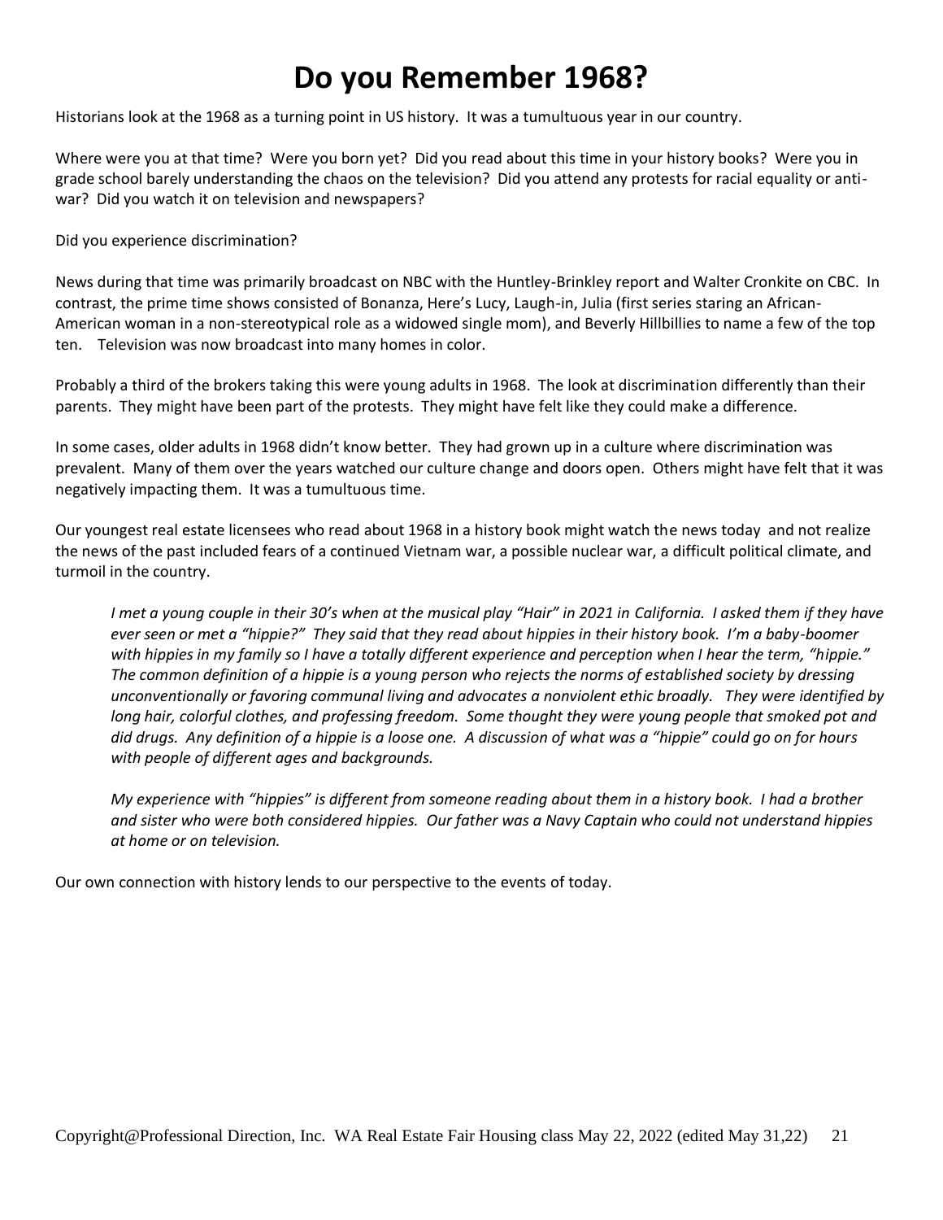# Do you Remember 1968?

Historians look at the 1968 as a turning point in US history. It was a tumultuous year in our country.

Where were you at that time? Were you born yet? Did you read about this time in your history books? Were you in grade school barely understanding the chaos on the television? Did you attend any protests for racial equality or anti-war? Did you watch it on television and newspapers?

Did you experience discrimination?

News during that time was primarily broadcast on NBC with the Huntley-Brinkley report and Walter Cronkite on CBC. In contrast, the prime time shows consisted of Bonanza, Here's Lucy, Laugh-in, Julia (first series staring an African-American woman in a non-stereotypical role as a widowed single mom), and Beverly Hillbillies to name a few of the top ten. Television was now broadcast into many homes in color.

Probably a third of the brokers taking this were young adults in 1968. The look at discrimination differently than their parents. They might have been part of the protests. They might have felt like they could make a difference.

In some cases, older adults in 1968 didn't know better. They had grown up in a culture where discrimination was prevalent. Many of them over the years watched our culture change and doors open. Others might have felt that it was negatively impacting them. It was a tumultuous time.

Our youngest real estate licensees who read about 1968 in a history book might watch the news today and not realize the news of the past included fears of a continued Vietnam war, a possible nuclear war, a difficult political climate, and turmoil in the country.

> *I met a young couple in their 30's when at the musical play "Hair" in 2021 in California. I asked them if they have ever seen or met a "hippie?" They said that they read about hippies in their history book. I'm a baby-boomer with hippies in my family so I have a totally different experience and perception when I hear the term, "hippie." The common definition of a hippie is a young person who rejects the norms of established society by dressing unconventionally or favoring communal living and advocates a nonviolent ethic broadly. They were identified by long hair, colorful clothes, and professing freedom. Some thought they were young people that smoked pot and did drugs. Any definition of a hippie is a loose one. A discussion of what was a "hippie" could go on for hours with people of different ages and backgrounds.*
>
> *My experience with "hippies" is different from someone reading about them in a history book. I had a brother and sister who were both considered hippies. Our father was a Navy Captain who could not understand hippies at home or on television.*

Our own connection with history lends to our perspective to the events of today.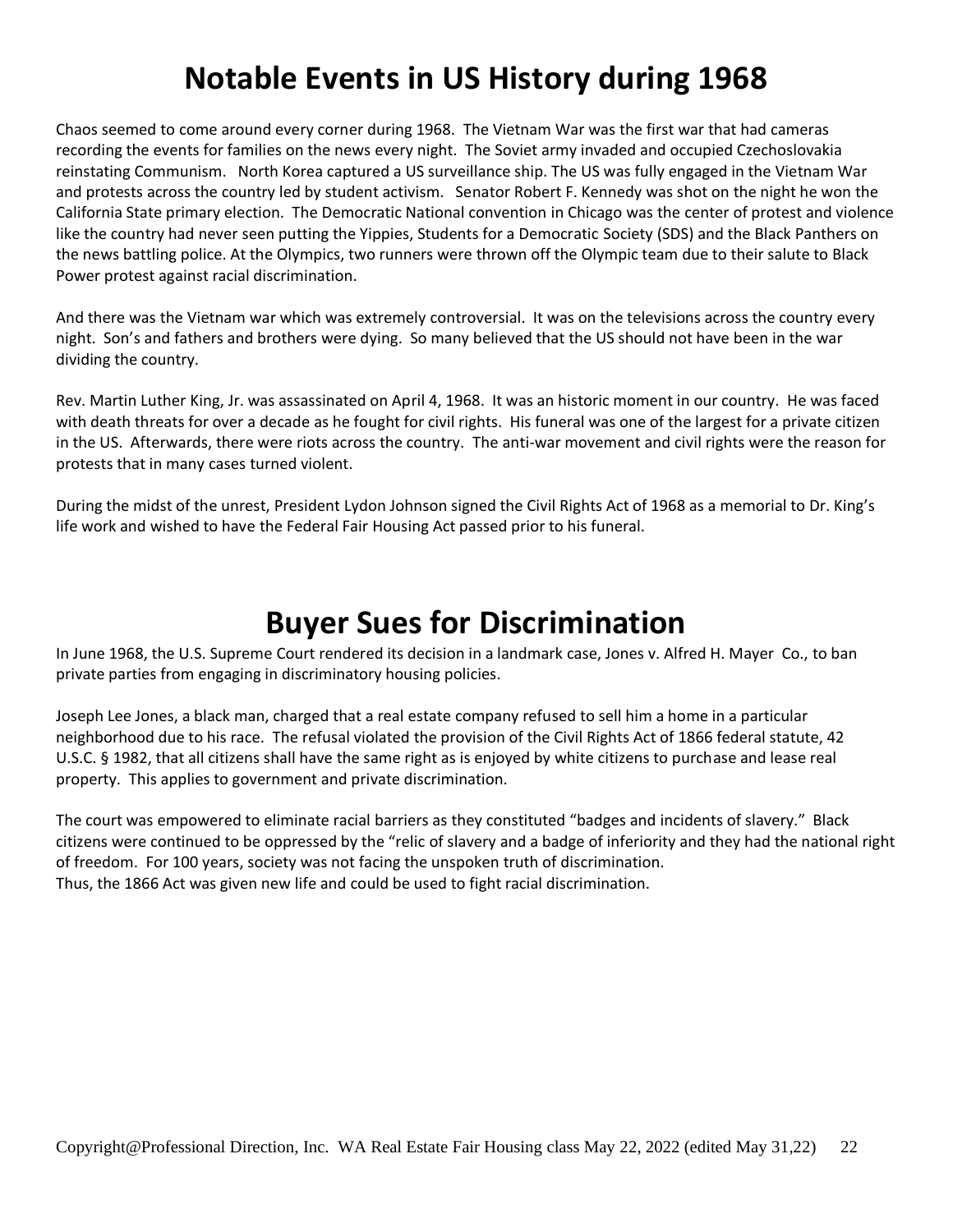# Notable Events in US History during 1968

Chaos seemed to come around every corner during 1968. The Vietnam War was the first war that had cameras recording the events for families on the news every night. The Soviet army invaded and occupied Czechoslovakia reinstating Communism. North Korea captured a US surveillance ship. The US was fully engaged in the Vietnam War and protests across the country led by student activism. Senator Robert F. Kennedy was shot on the night he won the California State primary election. The Democratic National convention in Chicago was the center of protest and violence like the country had never seen putting the Yippies, Students for a Democratic Society (SDS) and the Black Panthers on the news battling police. At the Olympics, two runners were thrown off the Olympic team due to their salute to Black Power protest against racial discrimination.

And there was the Vietnam war which was extremely controversial. It was on the televisions across the country every night. Son's and fathers and brothers were dying. So many believed that the US should not have been in the war dividing the country.

Rev. Martin Luther King, Jr. was assassinated on April 4, 1968. It was an historic moment in our country. He was faced with death threats for over a decade as he fought for civil rights. His funeral was one of the largest for a private citizen in the US. Afterwards, there were riots across the country. The anti-war movement and civil rights were the reason for protests that in many cases turned violent.

During the midst of the unrest, President Lydon Johnson signed the Civil Rights Act of 1968 as a memorial to Dr. King's life work and wished to have the Federal Fair Housing Act passed prior to his funeral.

# Buyer Sues for Discrimination

In June 1968, the U.S. Supreme Court rendered its decision in a landmark case, Jones v. Alfred H. Mayer Co., to ban private parties from engaging in discriminatory housing policies.

Joseph Lee Jones, a black man, charged that a real estate company refused to sell him a home in a particular neighborhood due to his race. The refusal violated the provision of the Civil Rights Act of 1866 federal statute, 42 U.S.C. § 1982, that all citizens shall have the same right as is enjoyed by white citizens to purchase and lease real property. This applies to government and private discrimination.

The court was empowered to eliminate racial barriers as they constituted "badges and incidents of slavery." Black citizens were continued to be oppressed by the "relic of slavery and a badge of inferiority and they had the national right of freedom. For 100 years, society was not facing the unspoken truth of discrimination.
Thus, the 1866 Act was given new life and could be used to fight racial discrimination.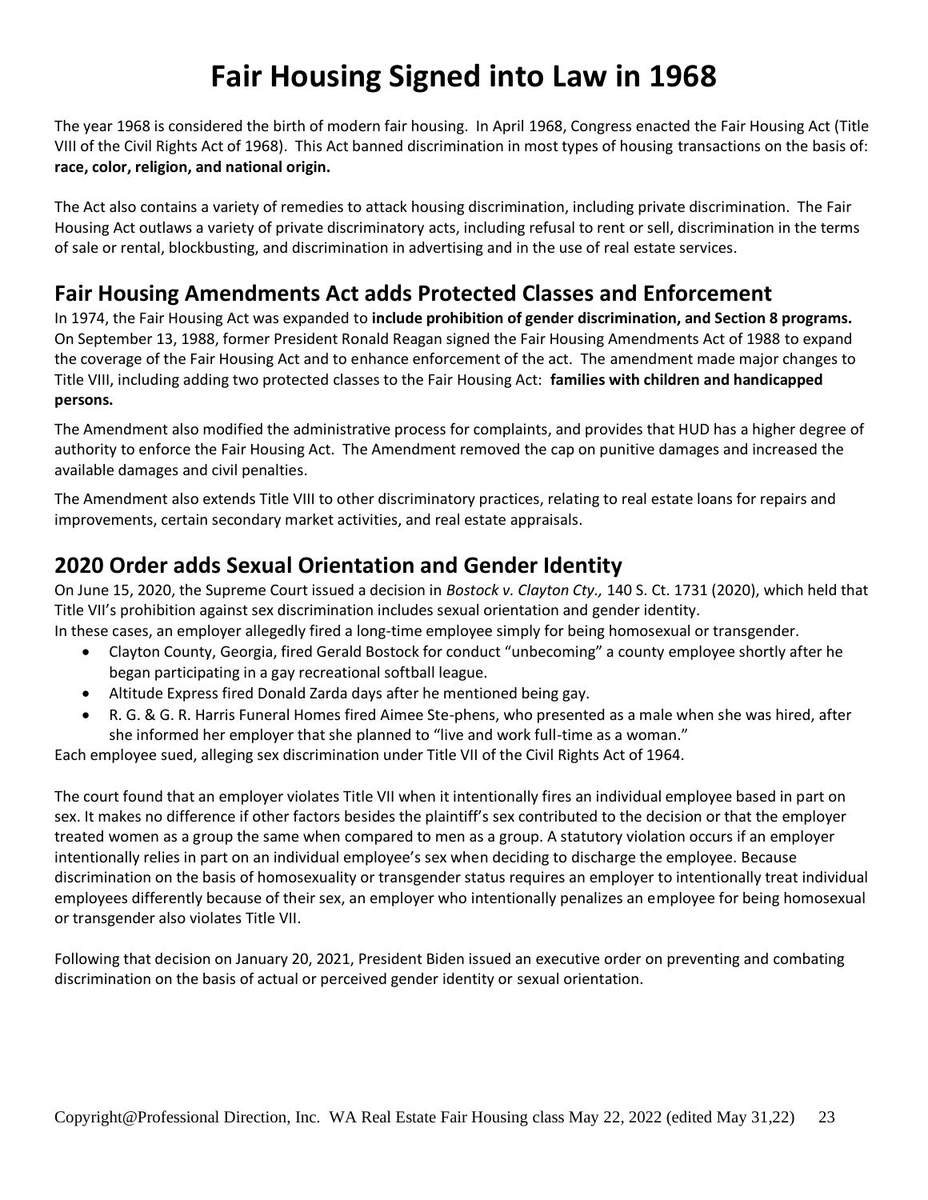# Fair Housing Signed into Law in 1968

The year 1968 is considered the birth of modern fair housing. In April 1968, Congress enacted the Fair Housing Act (Title VIII of the Civil Rights Act of 1968). This Act banned discrimination in most types of housing transactions on the basis of: **race, color, religion, and national origin.**

The Act also contains a variety of remedies to attack housing discrimination, including private discrimination. The Fair Housing Act outlaws a variety of private discriminatory acts, including refusal to rent or sell, discrimination in the terms of sale or rental, blockbusting, and discrimination in advertising and in the use of real estate services.

## Fair Housing Amendments Act adds Protected Classes and Enforcement

In 1974, the Fair Housing Act was expanded to **include prohibition of gender discrimination, and Section 8 programs.** On September 13, 1988, former President Ronald Reagan signed the Fair Housing Amendments Act of 1988 to expand the coverage of the Fair Housing Act and to enhance enforcement of the act. The amendment made major changes to Title VIII, including adding two protected classes to the Fair Housing Act: **families with children and handicapped persons.**

The Amendment also modified the administrative process for complaints, and provides that HUD has a higher degree of authority to enforce the Fair Housing Act. The Amendment removed the cap on punitive damages and increased the available damages and civil penalties.

The Amendment also extends Title VIII to other discriminatory practices, relating to real estate loans for repairs and improvements, certain secondary market activities, and real estate appraisals.

## 2020 Order adds Sexual Orientation and Gender Identity

On June 15, 2020, the Supreme Court issued a decision in *Bostock v. Clayton Cty.,* 140 S. Ct. 1731 (2020), which held that Title VII's prohibition against sex discrimination includes sexual orientation and gender identity.
In these cases, an employer allegedly fired a long-time employee simply for being homosexual or transgender.

- Clayton County, Georgia, fired Gerald Bostock for conduct "unbecoming" a county employee shortly after he began participating in a gay recreational softball league.
- Altitude Express fired Donald Zarda days after he mentioned being gay.
- R. G. & G. R. Harris Funeral Homes fired Aimee Ste-phens, who presented as a male when she was hired, after she informed her employer that she planned to "live and work full-time as a woman."

Each employee sued, alleging sex discrimination under Title VII of the Civil Rights Act of 1964.

The court found that an employer violates Title VII when it intentionally fires an individual employee based in part on sex. It makes no difference if other factors besides the plaintiff's sex contributed to the decision or that the employer treated women as a group the same when compared to men as a group. A statutory violation occurs if an employer intentionally relies in part on an individual employee's sex when deciding to discharge the employee. Because discrimination on the basis of homosexuality or transgender status requires an employer to intentionally treat individual employees differently because of their sex, an employer who intentionally penalizes an employee for being homosexual or transgender also violates Title VII.

Following that decision on January 20, 2021, President Biden issued an executive order on preventing and combating discrimination on the basis of actual or perceived gender identity or sexual orientation.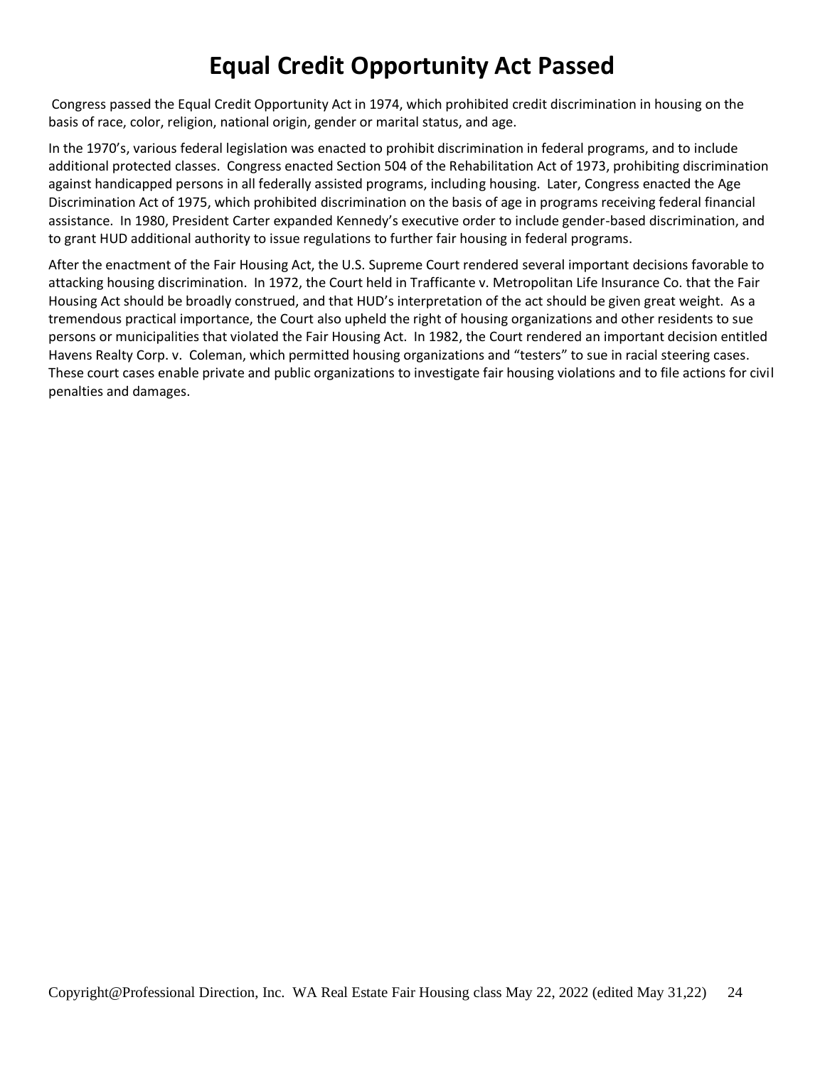# Equal Credit Opportunity Act Passed

Congress passed the Equal Credit Opportunity Act in 1974, which prohibited credit discrimination in housing on the basis of race, color, religion, national origin, gender or marital status, and age.

In the 1970's, various federal legislation was enacted to prohibit discrimination in federal programs, and to include additional protected classes. Congress enacted Section 504 of the Rehabilitation Act of 1973, prohibiting discrimination against handicapped persons in all federally assisted programs, including housing. Later, Congress enacted the Age Discrimination Act of 1975, which prohibited discrimination on the basis of age in programs receiving federal financial assistance. In 1980, President Carter expanded Kennedy's executive order to include gender-based discrimination, and to grant HUD additional authority to issue regulations to further fair housing in federal programs.

After the enactment of the Fair Housing Act, the U.S. Supreme Court rendered several important decisions favorable to attacking housing discrimination. In 1972, the Court held in Trafficante v. Metropolitan Life Insurance Co. that the Fair Housing Act should be broadly construed, and that HUD's interpretation of the act should be given great weight. As a tremendous practical importance, the Court also upheld the right of housing organizations and other residents to sue persons or municipalities that violated the Fair Housing Act. In 1982, the Court rendered an important decision entitled Havens Realty Corp. v. Coleman, which permitted housing organizations and "testers" to sue in racial steering cases. These court cases enable private and public organizations to investigate fair housing violations and to file actions for civil penalties and damages.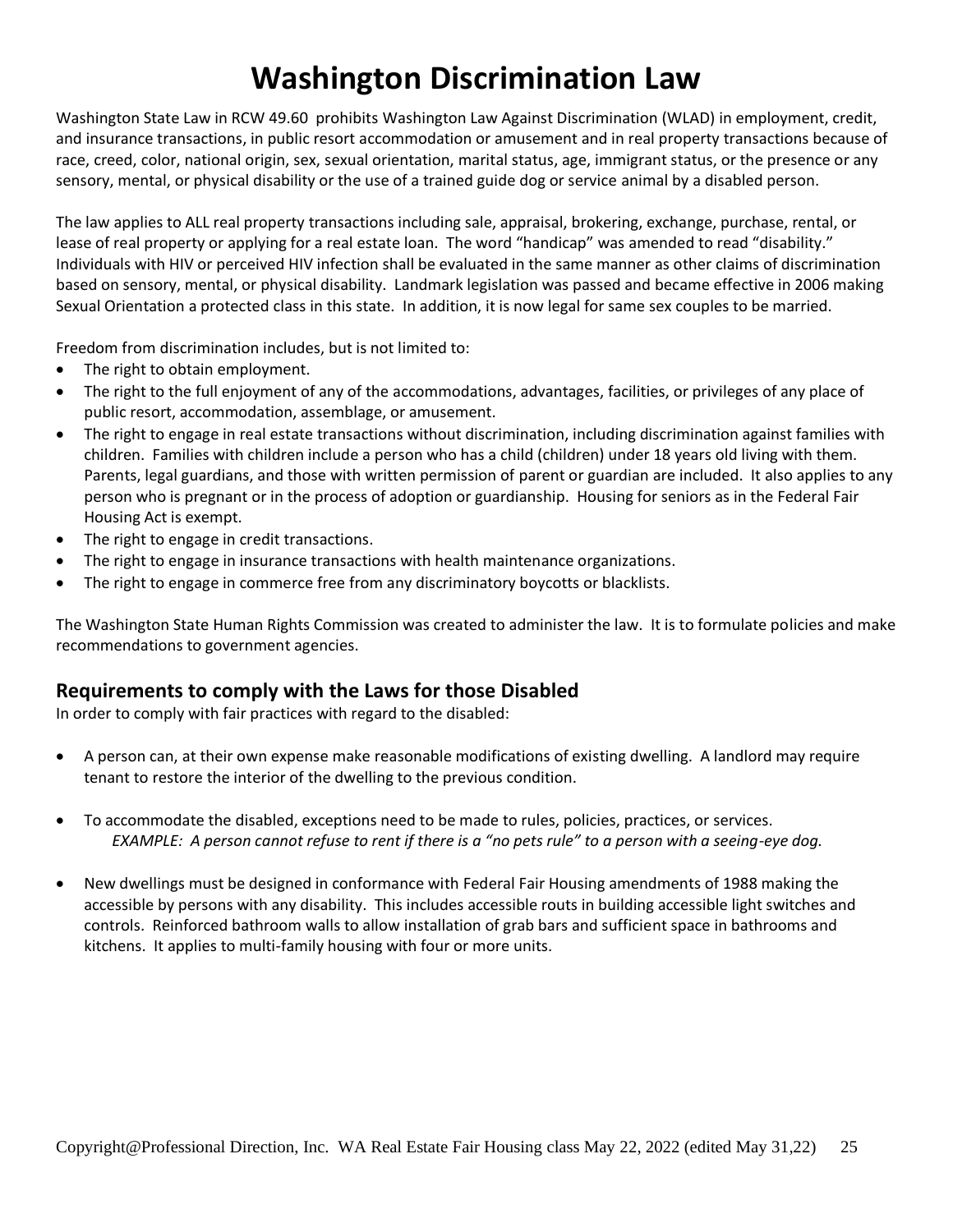# Washington Discrimination Law

Washington State Law in RCW 49.60 prohibits Washington Law Against Discrimination (WLAD) in employment, credit, and insurance transactions, in public resort accommodation or amusement and in real property transactions because of race, creed, color, national origin, sex, sexual orientation, marital status, age, immigrant status, or the presence or any sensory, mental, or physical disability or the use of a trained guide dog or service animal by a disabled person.

The law applies to ALL real property transactions including sale, appraisal, brokering, exchange, purchase, rental, or lease of real property or applying for a real estate loan. The word "handicap" was amended to read "disability." Individuals with HIV or perceived HIV infection shall be evaluated in the same manner as other claims of discrimination based on sensory, mental, or physical disability. Landmark legislation was passed and became effective in 2006 making Sexual Orientation a protected class in this state. In addition, it is now legal for same sex couples to be married.

Freedom from discrimination includes, but is not limited to:

- The right to obtain employment.
- The right to the full enjoyment of any of the accommodations, advantages, facilities, or privileges of any place of public resort, accommodation, assemblage, or amusement.
- The right to engage in real estate transactions without discrimination, including discrimination against families with children. Families with children include a person who has a child (children) under 18 years old living with them. Parents, legal guardians, and those with written permission of parent or guardian are included. It also applies to any person who is pregnant or in the process of adoption or guardianship. Housing for seniors as in the Federal Fair Housing Act is exempt.
- The right to engage in credit transactions.
- The right to engage in insurance transactions with health maintenance organizations.
- The right to engage in commerce free from any discriminatory boycotts or blacklists.

The Washington State Human Rights Commission was created to administer the law. It is to formulate policies and make recommendations to government agencies.

## Requirements to comply with the Laws for those Disabled

In order to comply with fair practices with regard to the disabled:

- A person can, at their own expense make reasonable modifications of existing dwelling. A landlord may require tenant to restore the interior of the dwelling to the previous condition.

- To accommodate the disabled, exceptions need to be made to rules, policies, practices, or services.
  *EXAMPLE: A person cannot refuse to rent if there is a "no pets rule" to a person with a seeing-eye dog.*

- New dwellings must be designed in conformance with Federal Fair Housing amendments of 1988 making the accessible by persons with any disability. This includes accessible routs in building accessible light switches and controls. Reinforced bathroom walls to allow installation of grab bars and sufficient space in bathrooms and kitchens. It applies to multi-family housing with four or more units.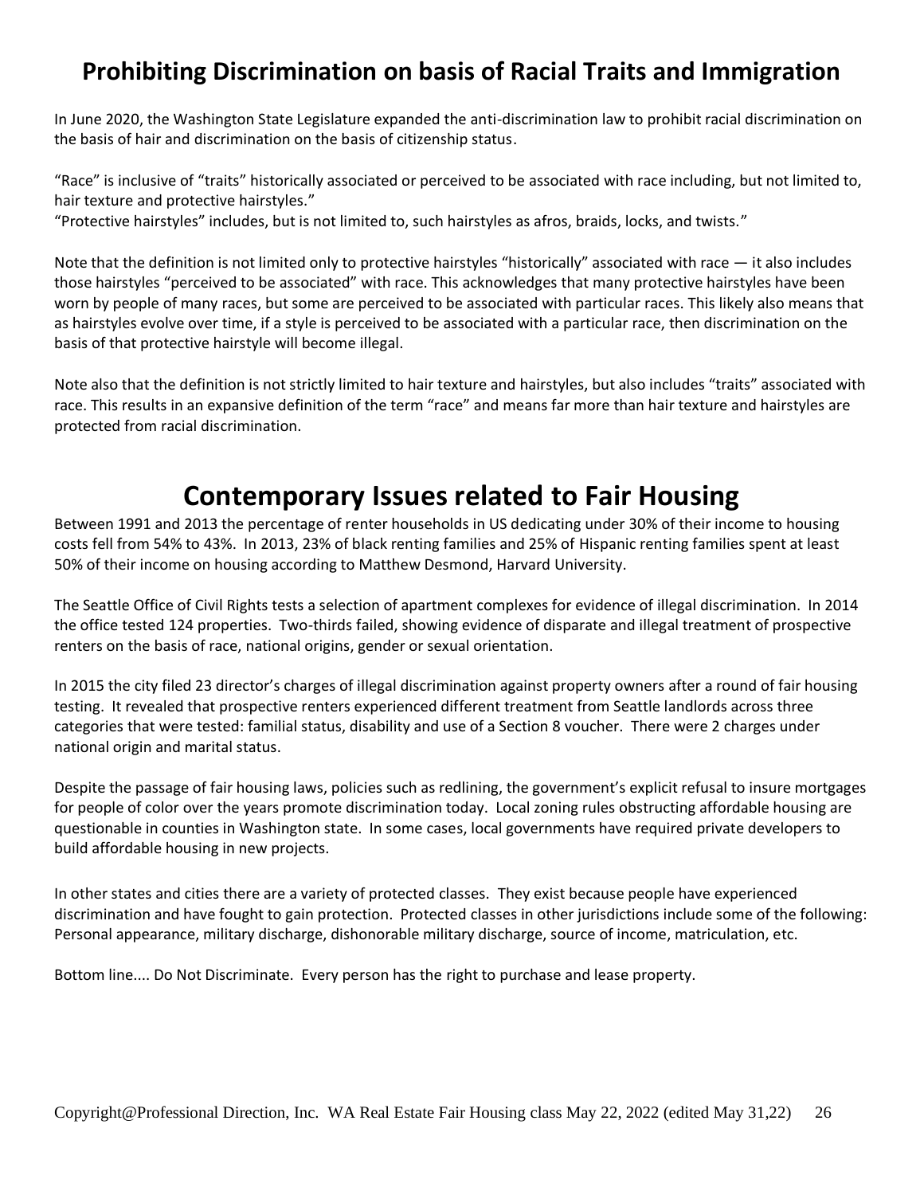## Prohibiting Discrimination on basis of Racial Traits and Immigration

In June 2020, the Washington State Legislature expanded the anti-discrimination law to prohibit racial discrimination on the basis of hair and discrimination on the basis of citizenship status.

"Race" is inclusive of "traits" historically associated or perceived to be associated with race including, but not limited to, hair texture and protective hairstyles."
"Protective hairstyles" includes, but is not limited to, such hairstyles as afros, braids, locks, and twists."

Note that the definition is not limited only to protective hairstyles "historically" associated with race — it also includes those hairstyles "perceived to be associated" with race. This acknowledges that many protective hairstyles have been worn by people of many races, but some are perceived to be associated with particular races. This likely also means that as hairstyles evolve over time, if a style is perceived to be associated with a particular race, then discrimination on the basis of that protective hairstyle will become illegal.

Note also that the definition is not strictly limited to hair texture and hairstyles, but also includes "traits" associated with race. This results in an expansive definition of the term "race" and means far more than hair texture and hairstyles are protected from racial discrimination.

# Contemporary Issues related to Fair Housing

Between 1991 and 2013 the percentage of renter households in US dedicating under 30% of their income to housing costs fell from 54% to 43%. In 2013, 23% of black renting families and 25% of Hispanic renting families spent at least 50% of their income on housing according to Matthew Desmond, Harvard University.

The Seattle Office of Civil Rights tests a selection of apartment complexes for evidence of illegal discrimination. In 2014 the office tested 124 properties. Two-thirds failed, showing evidence of disparate and illegal treatment of prospective renters on the basis of race, national origins, gender or sexual orientation.

In 2015 the city filed 23 director's charges of illegal discrimination against property owners after a round of fair housing testing. It revealed that prospective renters experienced different treatment from Seattle landlords across three categories that were tested: familial status, disability and use of a Section 8 voucher. There were 2 charges under national origin and marital status.

Despite the passage of fair housing laws, policies such as redlining, the government's explicit refusal to insure mortgages for people of color over the years promote discrimination today. Local zoning rules obstructing affordable housing are questionable in counties in Washington state. In some cases, local governments have required private developers to build affordable housing in new projects.

In other states and cities there are a variety of protected classes. They exist because people have experienced discrimination and have fought to gain protection. Protected classes in other jurisdictions include some of the following: Personal appearance, military discharge, dishonorable military discharge, source of income, matriculation, etc.

Bottom line.... Do Not Discriminate. Every person has the right to purchase and lease property.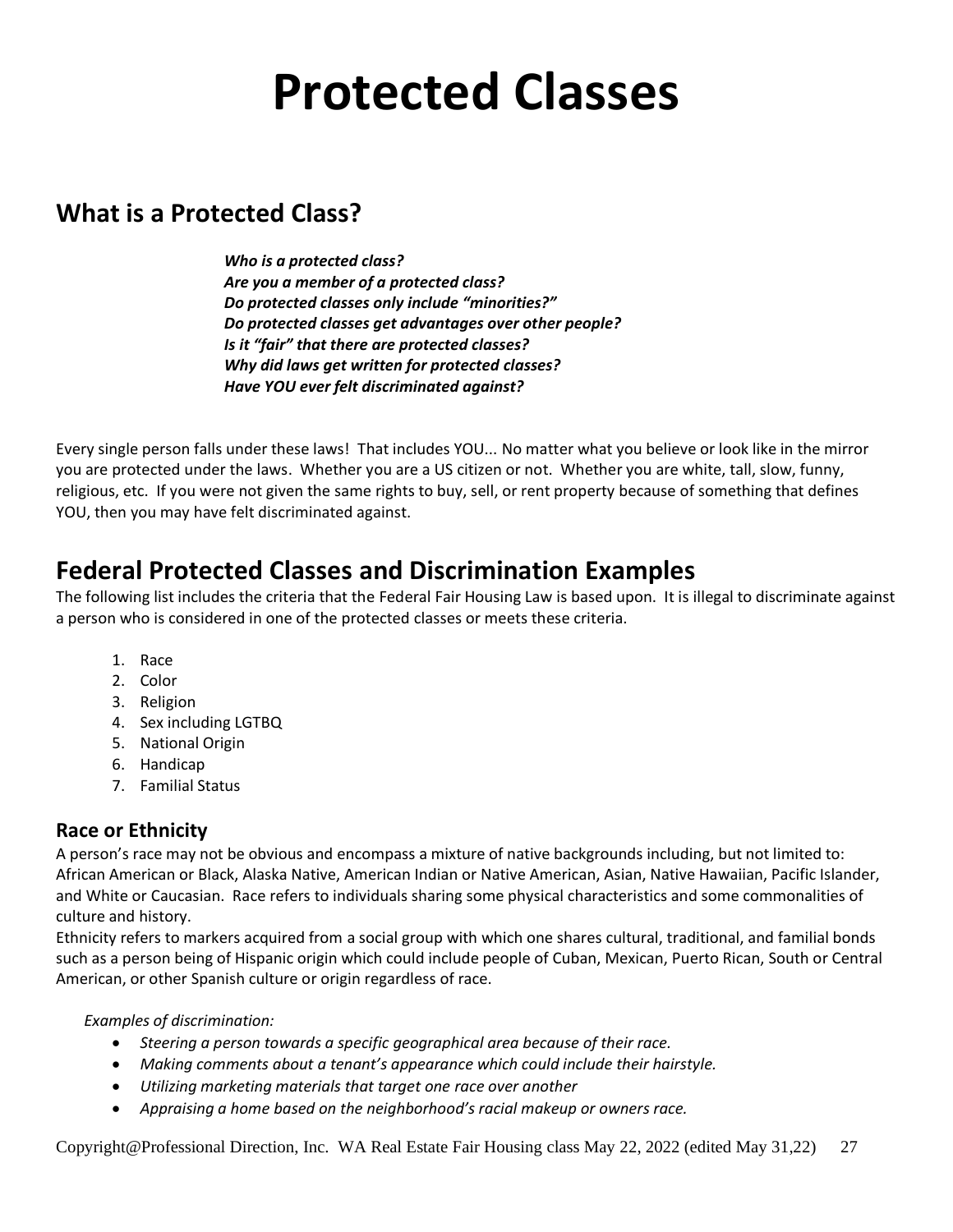# Protected Classes

## What is a Protected Class?

***Who is a protected class?***
***Are you a member of a protected class?***
***Do protected classes only include "minorities?"***
***Do protected classes get advantages over other people?***
***Is it "fair" that there are protected classes?***
***Why did laws get written for protected classes?***
***Have YOU ever felt discriminated against?***

Every single person falls under these laws! That includes YOU... No matter what you believe or look like in the mirror you are protected under the laws. Whether you are a US citizen or not. Whether you are white, tall, slow, funny, religious, etc. If you were not given the same rights to buy, sell, or rent property because of something that defines YOU, then you may have felt discriminated against.

## Federal Protected Classes and Discrimination Examples

The following list includes the criteria that the Federal Fair Housing Law is based upon. It is illegal to discriminate against a person who is considered in one of the protected classes or meets these criteria.

1. Race
2. Color
3. Religion
4. Sex including LGTBQ
5. National Origin
6. Handicap
7. Familial Status

### Race or Ethnicity

A person's race may not be obvious and encompass a mixture of native backgrounds including, but not limited to: African American or Black, Alaska Native, American Indian or Native American, Asian, Native Hawaiian, Pacific Islander, and White or Caucasian. Race refers to individuals sharing some physical characteristics and some commonalities of culture and history.

Ethnicity refers to markers acquired from a social group with which one shares cultural, traditional, and familial bonds such as a person being of Hispanic origin which could include people of Cuban, Mexican, Puerto Rican, South or Central American, or other Spanish culture or origin regardless of race.

*Examples of discrimination:*

- *Steering a person towards a specific geographical area because of their race.*
- *Making comments about a tenant's appearance which could include their hairstyle.*
- *Utilizing marketing materials that target one race over another*
- *Appraising a home based on the neighborhood's racial makeup or owners race.*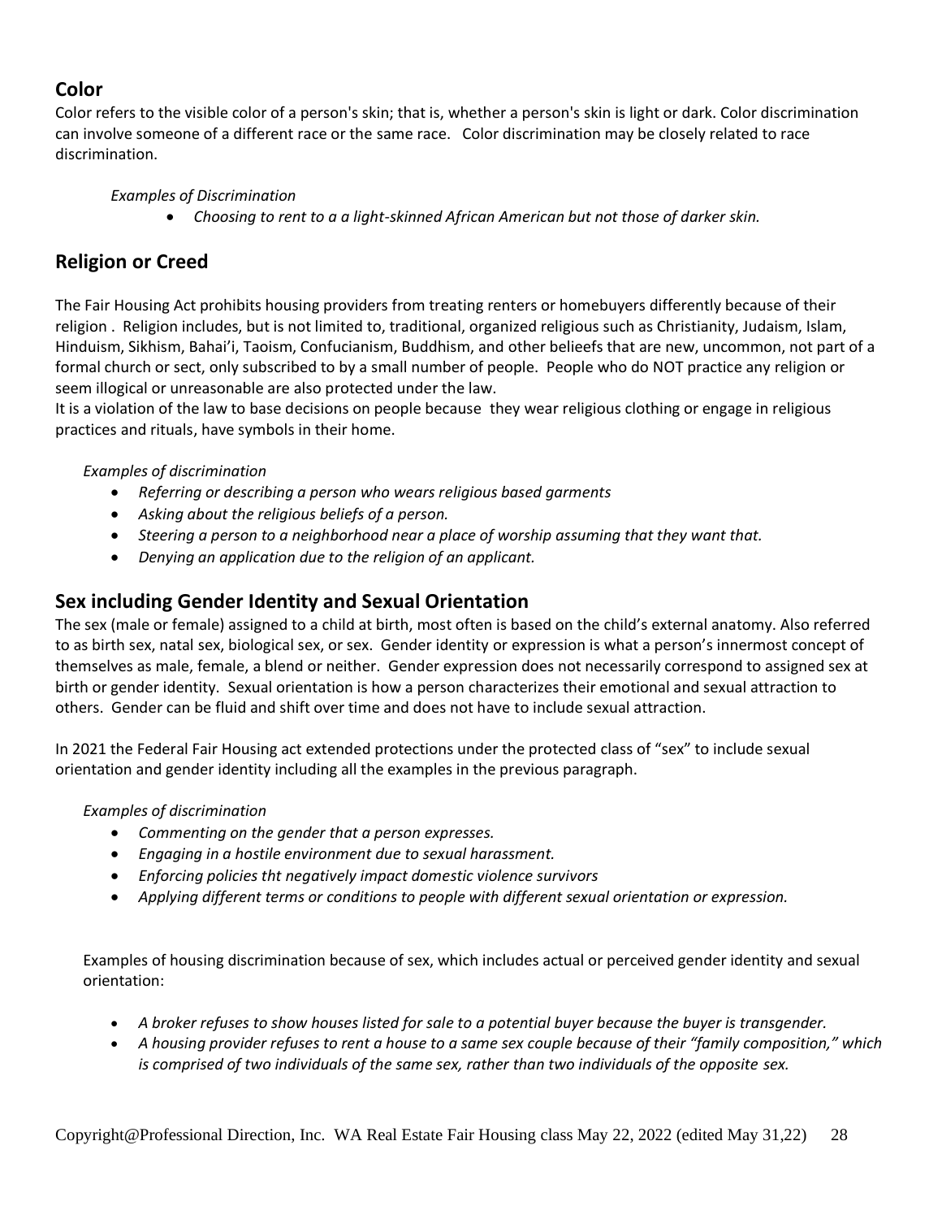## Color

Color refers to the visible color of a person's skin; that is, whether a person's skin is light or dark. Color discrimination can involve someone of a different race or the same race. Color discrimination may be closely related to race discrimination.

*Examples of Discrimination*

- *Choosing to rent to a a light-skinned African American but not those of darker skin.*

## Religion or Creed

The Fair Housing Act prohibits housing providers from treating renters or homebuyers differently because of their religion . Religion includes, but is not limited to, traditional, organized religious such as Christianity, Judaism, Islam, Hinduism, Sikhism, Bahai'i, Taoism, Confucianism, Buddhism, and other belieefs that are new, uncommon, not part of a formal church or sect, only subscribed to by a small number of people. People who do NOT practice any religion or seem illogical or unreasonable are also protected under the law.
It is a violation of the law to base decisions on people because they wear religious clothing or engage in religious practices and rituals, have symbols in their home.

*Examples of discrimination*

- *Referring or describing a person who wears religious based garments*
- *Asking about the religious beliefs of a person.*
- *Steering a person to a neighborhood near a place of worship assuming that they want that.*
- *Denying an application due to the religion of an applicant.*

## Sex including Gender Identity and Sexual Orientation

The sex (male or female) assigned to a child at birth, most often is based on the child's external anatomy. Also referred to as birth sex, natal sex, biological sex, or sex. Gender identity or expression is what a person's innermost concept of themselves as male, female, a blend or neither. Gender expression does not necessarily correspond to assigned sex at birth or gender identity. Sexual orientation is how a person characterizes their emotional and sexual attraction to others. Gender can be fluid and shift over time and does not have to include sexual attraction.

In 2021 the Federal Fair Housing act extended protections under the protected class of "sex" to include sexual orientation and gender identity including all the examples in the previous paragraph.

*Examples of discrimination*

- *Commenting on the gender that a person expresses.*
- *Engaging in a hostile environment due to sexual harassment.*
- *Enforcing policies tht negatively impact domestic violence survivors*
- *Applying different terms or conditions to people with different sexual orientation or expression.*

Examples of housing discrimination because of sex, which includes actual or perceived gender identity and sexual orientation:

- *A broker refuses to show houses listed for sale to a potential buyer because the buyer is transgender.*
- *A housing provider refuses to rent a house to a same sex couple because of their "family composition," which is comprised of two individuals of the same sex, rather than two individuals of the opposite sex.*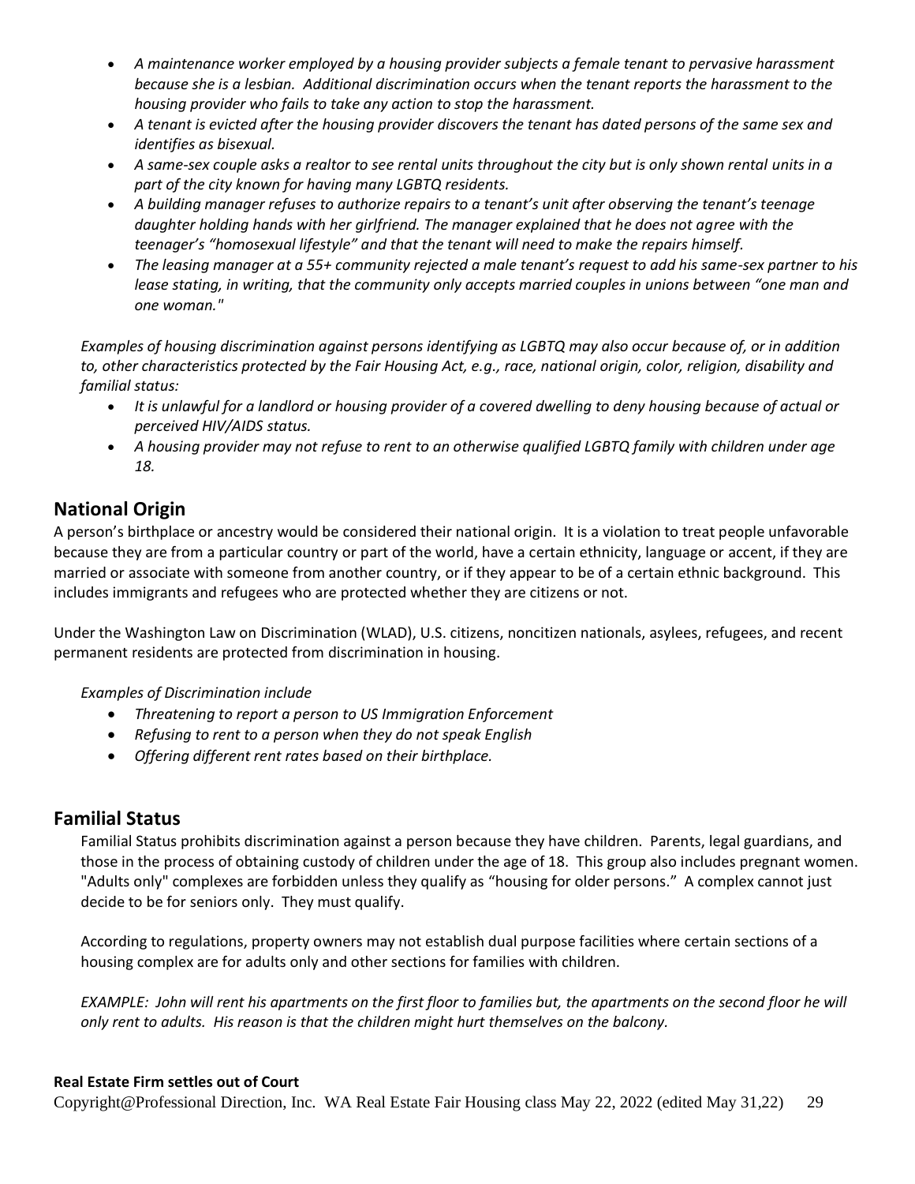- *A maintenance worker employed by a housing provider subjects a female tenant to pervasive harassment because she is a lesbian. Additional discrimination occurs when the tenant reports the harassment to the housing provider who fails to take any action to stop the harassment.*
- *A tenant is evicted after the housing provider discovers the tenant has dated persons of the same sex and identifies as bisexual.*
- *A same-sex couple asks a realtor to see rental units throughout the city but is only shown rental units in a part of the city known for having many LGBTQ residents.*
- *A building manager refuses to authorize repairs to a tenant's unit after observing the tenant's teenage daughter holding hands with her girlfriend. The manager explained that he does not agree with the teenager's "homosexual lifestyle" and that the tenant will need to make the repairs himself.*
- *The leasing manager at a 55+ community rejected a male tenant's request to add his same-sex partner to his lease stating, in writing, that the community only accepts married couples in unions between "one man and one woman."*

*Examples of housing discrimination against persons identifying as LGBTQ may also occur because of, or in addition to, other characteristics protected by the Fair Housing Act, e.g., race, national origin, color, religion, disability and familial status:*

- *It is unlawful for a landlord or housing provider of a covered dwelling to deny housing because of actual or perceived HIV/AIDS status.*
- *A housing provider may not refuse to rent to an otherwise qualified LGBTQ family with children under age 18.*

## National Origin

A person's birthplace or ancestry would be considered their national origin. It is a violation to treat people unfavorable because they are from a particular country or part of the world, have a certain ethnicity, language or accent, if they are married or associate with someone from another country, or if they appear to be of a certain ethnic background. This includes immigrants and refugees who are protected whether they are citizens or not.

Under the Washington Law on Discrimination (WLAD), U.S. citizens, noncitizen nationals, asylees, refugees, and recent permanent residents are protected from discrimination in housing.

*Examples of Discrimination include*

- *Threatening to report a person to US Immigration Enforcement*
- *Refusing to rent to a person when they do not speak English*
- *Offering different rent rates based on their birthplace.*

## Familial Status

Familial Status prohibits discrimination against a person because they have children. Parents, legal guardians, and those in the process of obtaining custody of children under the age of 18. This group also includes pregnant women. "Adults only" complexes are forbidden unless they qualify as "housing for older persons." A complex cannot just decide to be for seniors only. They must qualify.

According to regulations, property owners may not establish dual purpose facilities where certain sections of a housing complex are for adults only and other sections for families with children.

*EXAMPLE: John will rent his apartments on the first floor to families but, the apartments on the second floor he will only rent to adults. His reason is that the children might hurt themselves on the balcony.*

**Real Estate Firm settles out of Court**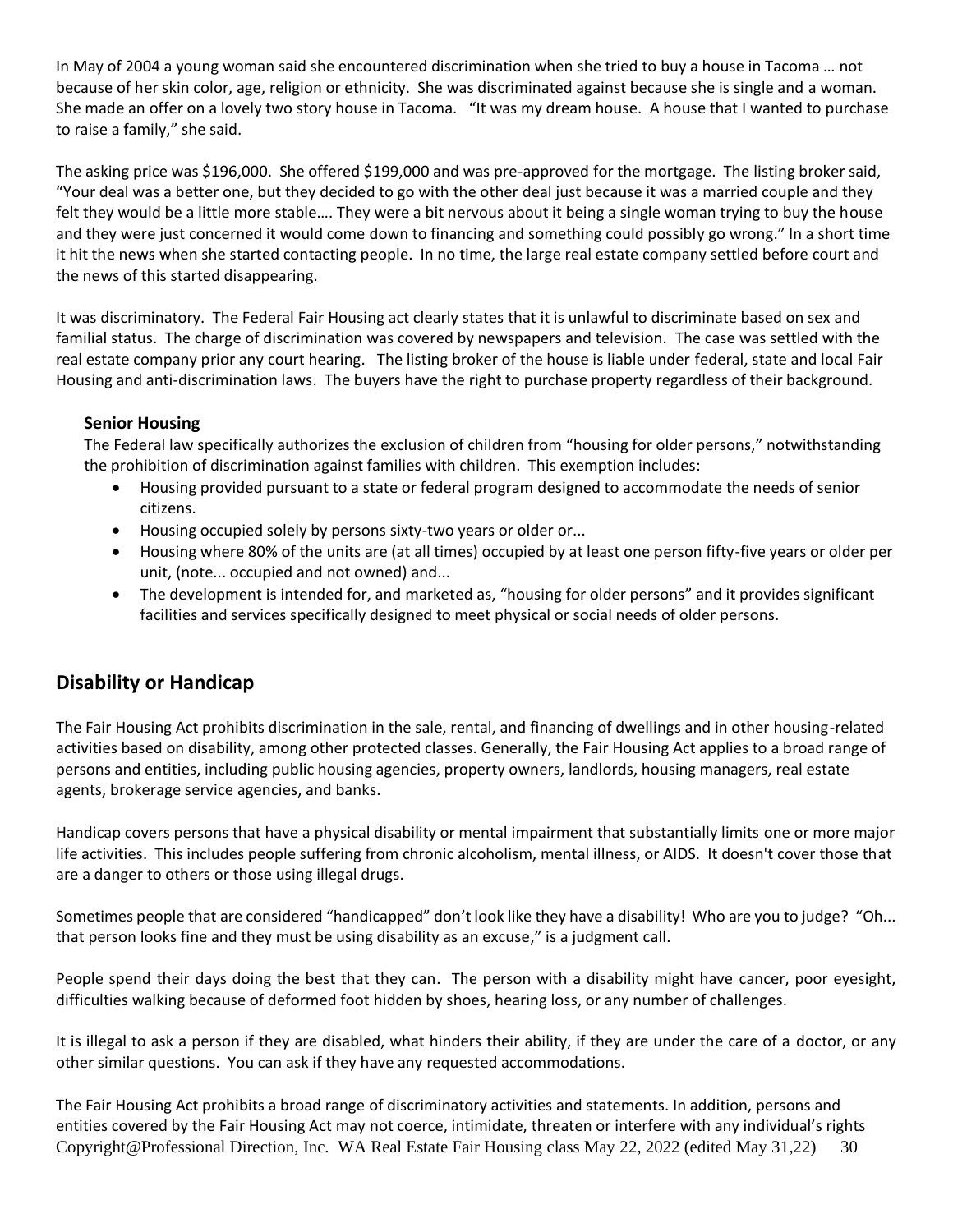In May of 2004 a young woman said she encountered discrimination when she tried to buy a house in Tacoma … not because of her skin color, age, religion or ethnicity. She was discriminated against because she is single and a woman. She made an offer on a lovely two story house in Tacoma. "It was my dream house. A house that I wanted to purchase to raise a family," she said.

The asking price was $196,000. She offered $199,000 and was pre-approved for the mortgage. The listing broker said, "Your deal was a better one, but they decided to go with the other deal just because it was a married couple and they felt they would be a little more stable…. They were a bit nervous about it being a single woman trying to buy the house and they were just concerned it would come down to financing and something could possibly go wrong." In a short time it hit the news when she started contacting people. In no time, the large real estate company settled before court and the news of this started disappearing.

It was discriminatory. The Federal Fair Housing act clearly states that it is unlawful to discriminate based on sex and familial status. The charge of discrimination was covered by newspapers and television. The case was settled with the real estate company prior any court hearing. The listing broker of the house is liable under federal, state and local Fair Housing and anti-discrimination laws. The buyers have the right to purchase property regardless of their background.

**Senior Housing**

The Federal law specifically authorizes the exclusion of children from "housing for older persons," notwithstanding the prohibition of discrimination against families with children. This exemption includes:

- Housing provided pursuant to a state or federal program designed to accommodate the needs of senior citizens.
- Housing occupied solely by persons sixty-two years or older or...
- Housing where 80% of the units are (at all times) occupied by at least one person fifty-five years or older per unit, (note... occupied and not owned) and...
- The development is intended for, and marketed as, "housing for older persons" and it provides significant facilities and services specifically designed to meet physical or social needs of older persons.

## Disability or Handicap

The Fair Housing Act prohibits discrimination in the sale, rental, and financing of dwellings and in other housing-related activities based on disability, among other protected classes. Generally, the Fair Housing Act applies to a broad range of persons and entities, including public housing agencies, property owners, landlords, housing managers, real estate agents, brokerage service agencies, and banks.

Handicap covers persons that have a physical disability or mental impairment that substantially limits one or more major life activities. This includes people suffering from chronic alcoholism, mental illness, or AIDS. It doesn't cover those that are a danger to others or those using illegal drugs.

Sometimes people that are considered "handicapped" don't look like they have a disability! Who are you to judge? "Oh... that person looks fine and they must be using disability as an excuse," is a judgment call.

People spend their days doing the best that they can. The person with a disability might have cancer, poor eyesight, difficulties walking because of deformed foot hidden by shoes, hearing loss, or any number of challenges.

It is illegal to ask a person if they are disabled, what hinders their ability, if they are under the care of a doctor, or any other similar questions. You can ask if they have any requested accommodations.

The Fair Housing Act prohibits a broad range of discriminatory activities and statements. In addition, persons and entities covered by the Fair Housing Act may not coerce, intimidate, threaten or interfere with any individual's rights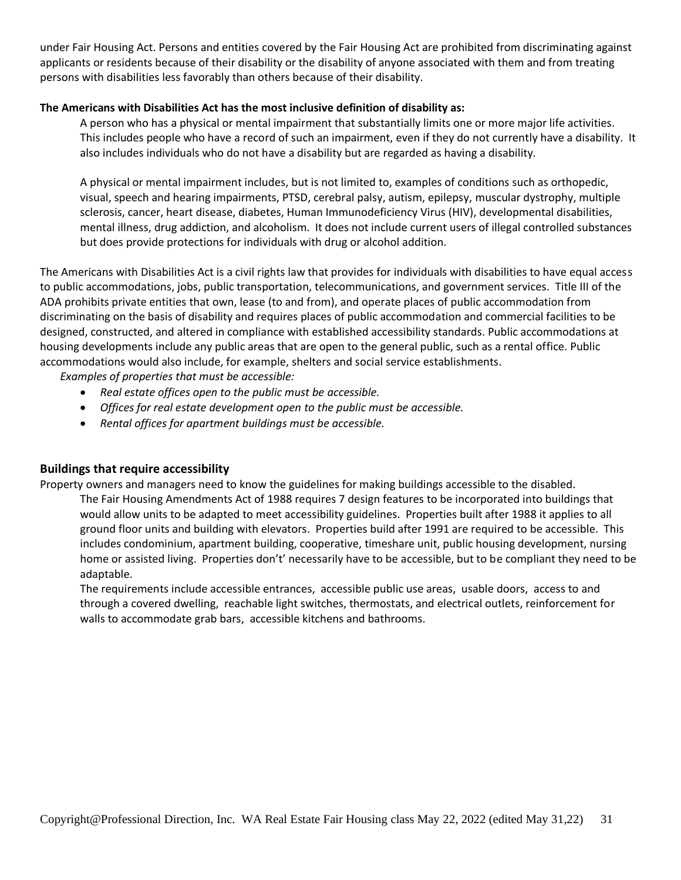under Fair Housing Act. Persons and entities covered by the Fair Housing Act are prohibited from discriminating against applicants or residents because of their disability or the disability of anyone associated with them and from treating persons with disabilities less favorably than others because of their disability.

**The Americans with Disabilities Act has the most inclusive definition of disability as:**

A person who has a physical or mental impairment that substantially limits one or more major life activities. This includes people who have a record of such an impairment, even if they do not currently have a disability. It also includes individuals who do not have a disability but are regarded as having a disability.

A physical or mental impairment includes, but is not limited to, examples of conditions such as orthopedic, visual, speech and hearing impairments, PTSD, cerebral palsy, autism, epilepsy, muscular dystrophy, multiple sclerosis, cancer, heart disease, diabetes, Human Immunodeficiency Virus (HIV), developmental disabilities, mental illness, drug addiction, and alcoholism. It does not include current users of illegal controlled substances but does provide protections for individuals with drug or alcohol addition.

The Americans with Disabilities Act is a civil rights law that provides for individuals with disabilities to have equal access to public accommodations, jobs, public transportation, telecommunications, and government services. Title III of the ADA prohibits private entities that own, lease (to and from), and operate places of public accommodation from discriminating on the basis of disability and requires places of public accommodation and commercial facilities to be designed, constructed, and altered in compliance with established accessibility standards. Public accommodations at housing developments include any public areas that are open to the general public, such as a rental office. Public accommodations would also include, for example, shelters and social service establishments.

*Examples of properties that must be accessible:*

- *Real estate offices open to the public must be accessible.*
- *Offices for real estate development open to the public must be accessible.*
- *Rental offices for apartment buildings must be accessible.*

## Buildings that require accessibility

Property owners and managers need to know the guidelines for making buildings accessible to the disabled.

The Fair Housing Amendments Act of 1988 requires 7 design features to be incorporated into buildings that would allow units to be adapted to meet accessibility guidelines. Properties built after 1988 it applies to all ground floor units and building with elevators. Properties build after 1991 are required to be accessible. This includes condominium, apartment building, cooperative, timeshare unit, public housing development, nursing home or assisted living. Properties don't' necessarily have to be accessible, but to be compliant they need to be adaptable.

The requirements include accessible entrances, accessible public use areas, usable doors, access to and through a covered dwelling, reachable light switches, thermostats, and electrical outlets, reinforcement for walls to accommodate grab bars, accessible kitchens and bathrooms.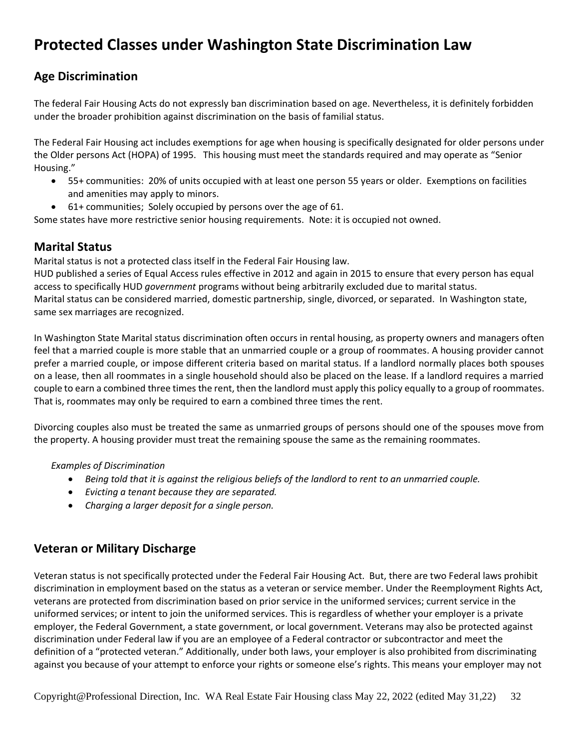# Protected Classes under Washington State Discrimination Law

## Age Discrimination

The federal Fair Housing Acts do not expressly ban discrimination based on age. Nevertheless, it is definitely forbidden under the broader prohibition against discrimination on the basis of familial status.

The Federal Fair Housing act includes exemptions for age when housing is specifically designated for older persons under the Older persons Act (HOPA) of 1995. This housing must meet the standards required and may operate as "Senior Housing."

- 55+ communities: 20% of units occupied with at least one person 55 years or older. Exemptions on facilities and amenities may apply to minors.
- 61+ communities; Solely occupied by persons over the age of 61.

Some states have more restrictive senior housing requirements. Note: it is occupied not owned.

## Marital Status

Marital status is not a protected class itself in the Federal Fair Housing law.
HUD published a series of Equal Access rules effective in 2012 and again in 2015 to ensure that every person has equal access to specifically HUD *government* programs without being arbitrarily excluded due to marital status.
Marital status can be considered married, domestic partnership, single, divorced, or separated. In Washington state, same sex marriages are recognized.

In Washington State Marital status discrimination often occurs in rental housing, as property owners and managers often feel that a married couple is more stable that an unmarried couple or a group of roommates. A housing provider cannot prefer a married couple, or impose different criteria based on marital status. If a landlord normally places both spouses on a lease, then all roommates in a single household should also be placed on the lease. If a landlord requires a married couple to earn a combined three times the rent, then the landlord must apply this policy equally to a group of roommates. That is, roommates may only be required to earn a combined three times the rent.

Divorcing couples also must be treated the same as unmarried groups of persons should one of the spouses move from the property. A housing provider must treat the remaining spouse the same as the remaining roommates.

*Examples of Discrimination*

- *Being told that it is against the religious beliefs of the landlord to rent to an unmarried couple.*
- *Evicting a tenant because they are separated.*
- *Charging a larger deposit for a single person.*

## Veteran or Military Discharge

Veteran status is not specifically protected under the Federal Fair Housing Act. But, there are two Federal laws prohibit discrimination in employment based on the status as a veteran or service member. Under the Reemployment Rights Act, veterans are protected from discrimination based on prior service in the uniformed services; current service in the uniformed services; or intent to join the uniformed services. This is regardless of whether your employer is a private employer, the Federal Government, a state government, or local government. Veterans may also be protected against discrimination under Federal law if you are an employee of a Federal contractor or subcontractor and meet the definition of a "protected veteran." Additionally, under both laws, your employer is also prohibited from discriminating against you because of your attempt to enforce your rights or someone else's rights. This means your employer may not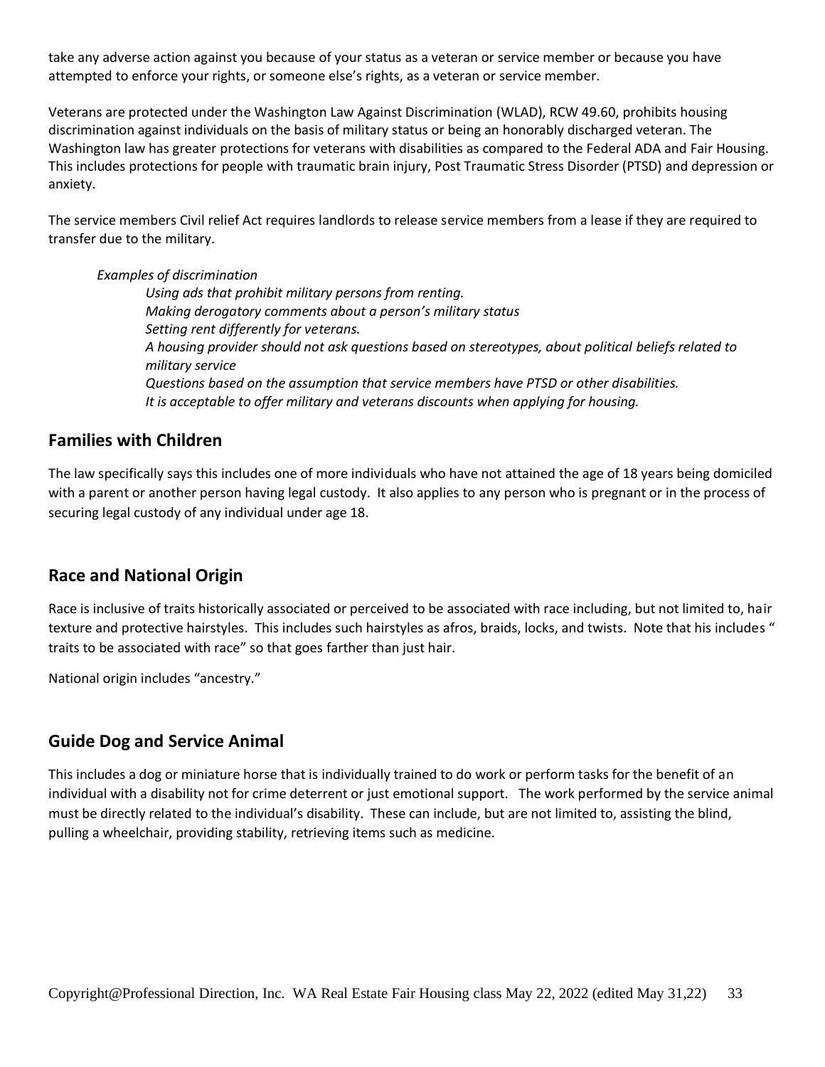take any adverse action against you because of your status as a veteran or service member or because you have attempted to enforce your rights, or someone else's rights, as a veteran or service member.

Veterans are protected under the Washington Law Against Discrimination (WLAD), RCW 49.60, prohibits housing discrimination against individuals on the basis of military status or being an honorably discharged veteran. The Washington law has greater protections for veterans with disabilities as compared to the Federal ADA and Fair Housing. This includes protections for people with traumatic brain injury, Post Traumatic Stress Disorder (PTSD) and depression or anxiety.

The service members Civil relief Act requires landlords to release service members from a lease if they are required to transfer due to the military.

*Examples of discrimination*

*Using ads that prohibit military persons from renting.*
*Making derogatory comments about a person's military status*
*Setting rent differently for veterans.*
*A housing provider should not ask questions based on stereotypes, about political beliefs related to military service*
*Questions based on the assumption that service members have PTSD or other disabilities.*
*It is acceptable to offer military and veterans discounts when applying for housing.*

## Families with Children

The law specifically says this includes one of more individuals who have not attained the age of 18 years being domiciled with a parent or another person having legal custody. It also applies to any person who is pregnant or in the process of securing legal custody of any individual under age 18.

## Race and National Origin

Race is inclusive of traits historically associated or perceived to be associated with race including, but not limited to, hair texture and protective hairstyles. This includes such hairstyles as afros, braids, locks, and twists. Note that his includes " traits to be associated with race" so that goes farther than just hair.

National origin includes "ancestry."

## Guide Dog and Service Animal

This includes a dog or miniature horse that is individually trained to do work or perform tasks for the benefit of an individual with a disability not for crime deterrent or just emotional support. The work performed by the service animal must be directly related to the individual's disability. These can include, but are not limited to, assisting the blind, pulling a wheelchair, providing stability, retrieving items such as medicine.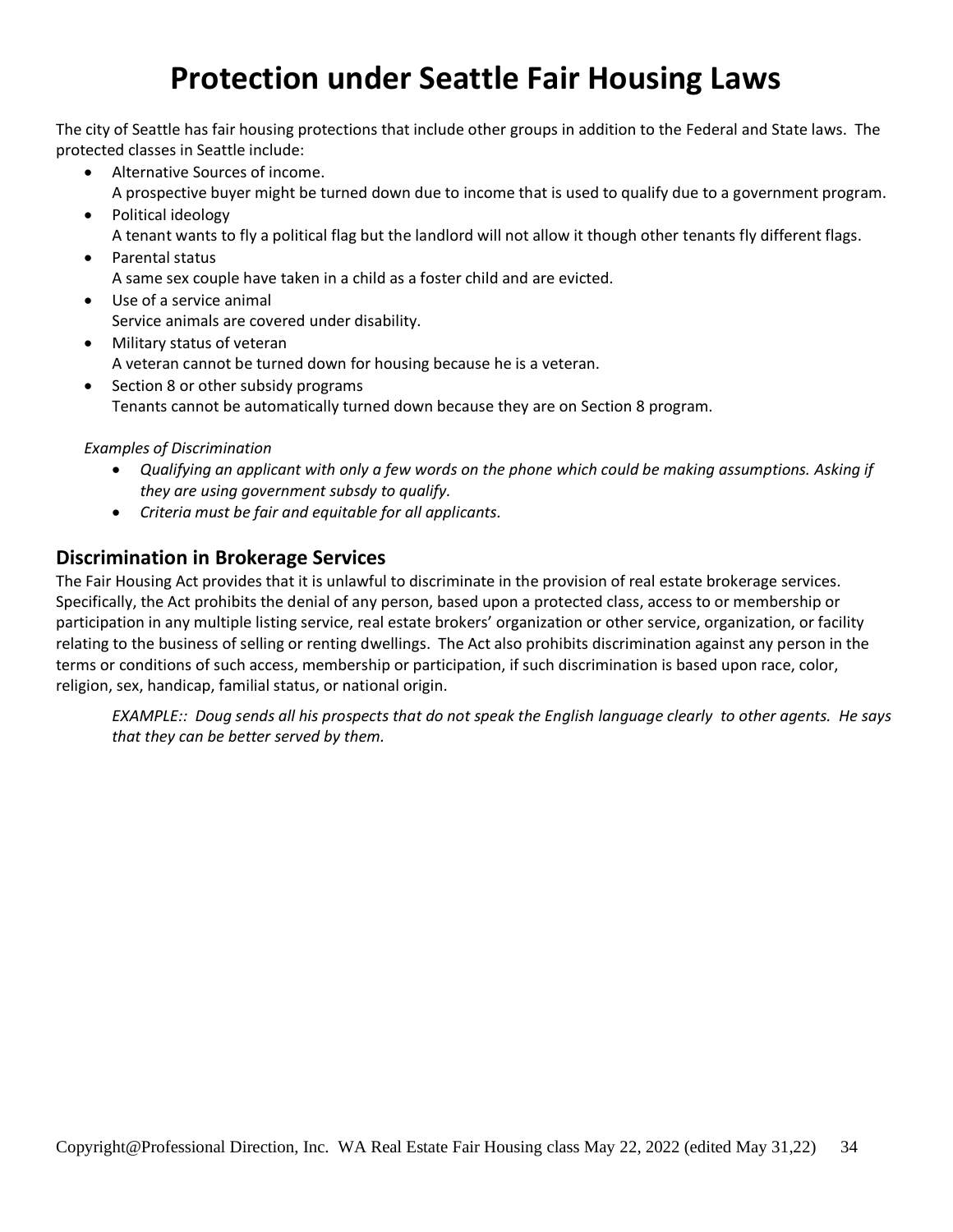# Protection under Seattle Fair Housing Laws

The city of Seattle has fair housing protections that include other groups in addition to the Federal and State laws. The protected classes in Seattle include:

- Alternative Sources of income.
  A prospective buyer might be turned down due to income that is used to qualify due to a government program.
- Political ideology
  A tenant wants to fly a political flag but the landlord will not allow it though other tenants fly different flags.
- Parental status
  A same sex couple have taken in a child as a foster child and are evicted.
- Use of a service animal
  Service animals are covered under disability.
- Military status of veteran
  A veteran cannot be turned down for housing because he is a veteran.
- Section 8 or other subsidy programs
  Tenants cannot be automatically turned down because they are on Section 8 program.

*Examples of Discrimination*

- *Qualifying an applicant with only a few words on the phone which could be making assumptions. Asking if they are using government subsdy to qualify.*
- *Criteria must be fair and equitable for all applicants.*

## Discrimination in Brokerage Services

The Fair Housing Act provides that it is unlawful to discriminate in the provision of real estate brokerage services. Specifically, the Act prohibits the denial of any person, based upon a protected class, access to or membership or participation in any multiple listing service, real estate brokers' organization or other service, organization, or facility relating to the business of selling or renting dwellings. The Act also prohibits discrimination against any person in the terms or conditions of such access, membership or participation, if such discrimination is based upon race, color, religion, sex, handicap, familial status, or national origin.

*EXAMPLE:: Doug sends all his prospects that do not speak the English language clearly to other agents. He says that they can be better served by them.*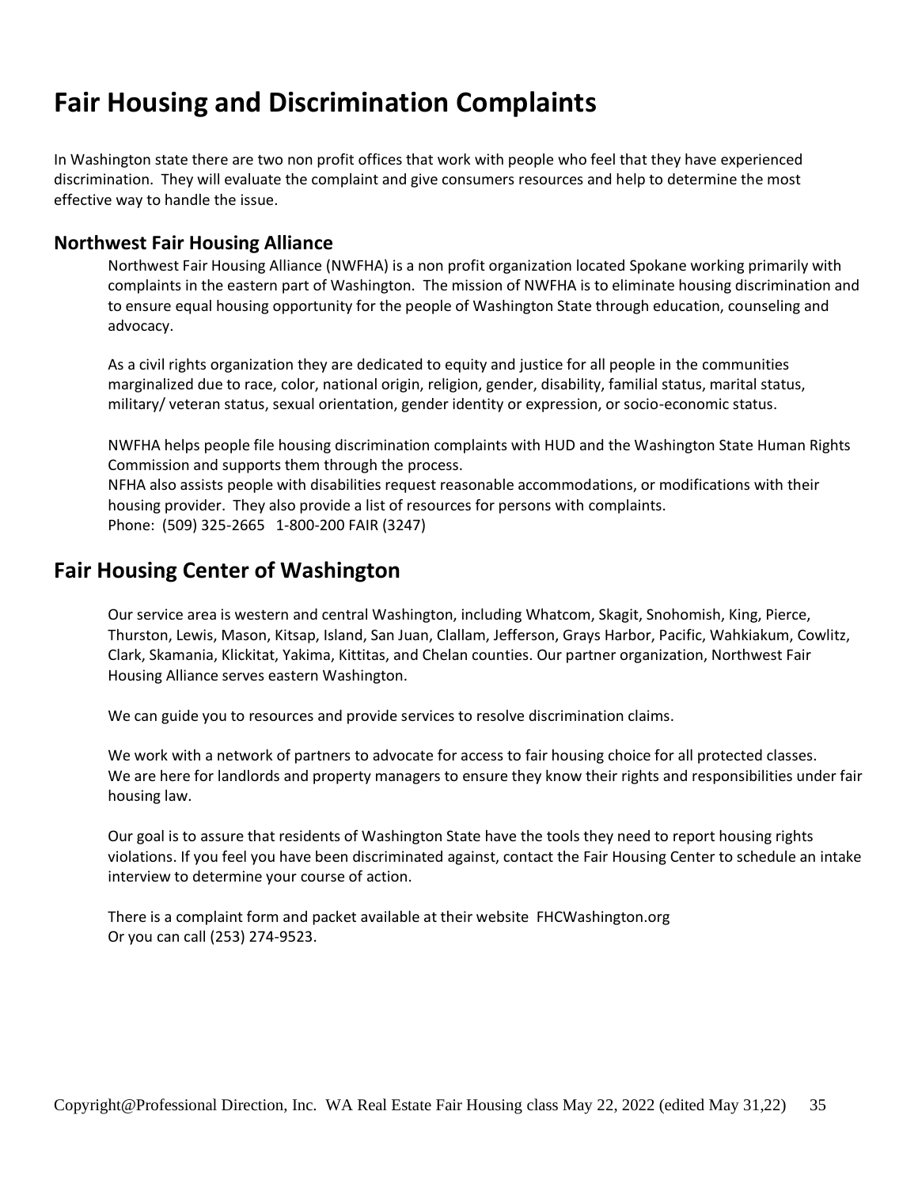# Fair Housing and Discrimination Complaints

In Washington state there are two non profit offices that work with people who feel that they have experienced discrimination. They will evaluate the complaint and give consumers resources and help to determine the most effective way to handle the issue.

### Northwest Fair Housing Alliance

Northwest Fair Housing Alliance (NWFHA) is a non profit organization located Spokane working primarily with complaints in the eastern part of Washington. The mission of NWFHA is to eliminate housing discrimination and to ensure equal housing opportunity for the people of Washington State through education, counseling and advocacy.

As a civil rights organization they are dedicated to equity and justice for all people in the communities marginalized due to race, color, national origin, religion, gender, disability, familial status, marital status, military/ veteran status, sexual orientation, gender identity or expression, or socio-economic status.

NWFHA helps people file housing discrimination complaints with HUD and the Washington State Human Rights Commission and supports them through the process.
NFHA also assists people with disabilities request reasonable accommodations, or modifications with their housing provider. They also provide a list of resources for persons with complaints.
Phone: (509) 325-2665 1-800-200 FAIR (3247)

## Fair Housing Center of Washington

Our service area is western and central Washington, including Whatcom, Skagit, Snohomish, King, Pierce, Thurston, Lewis, Mason, Kitsap, Island, San Juan, Clallam, Jefferson, Grays Harbor, Pacific, Wahkiakum, Cowlitz, Clark, Skamania, Klickitat, Yakima, Kittitas, and Chelan counties. Our partner organization, Northwest Fair Housing Alliance serves eastern Washington.

We can guide you to resources and provide services to resolve discrimination claims.

We work with a network of partners to advocate for access to fair housing choice for all protected classes.
We are here for landlords and property managers to ensure they know their rights and responsibilities under fair housing law.

Our goal is to assure that residents of Washington State have the tools they need to report housing rights violations. If you feel you have been discriminated against, contact the Fair Housing Center to schedule an intake interview to determine your course of action.

There is a complaint form and packet available at their website FHCWashington.org
Or you can call (253) 274-9523.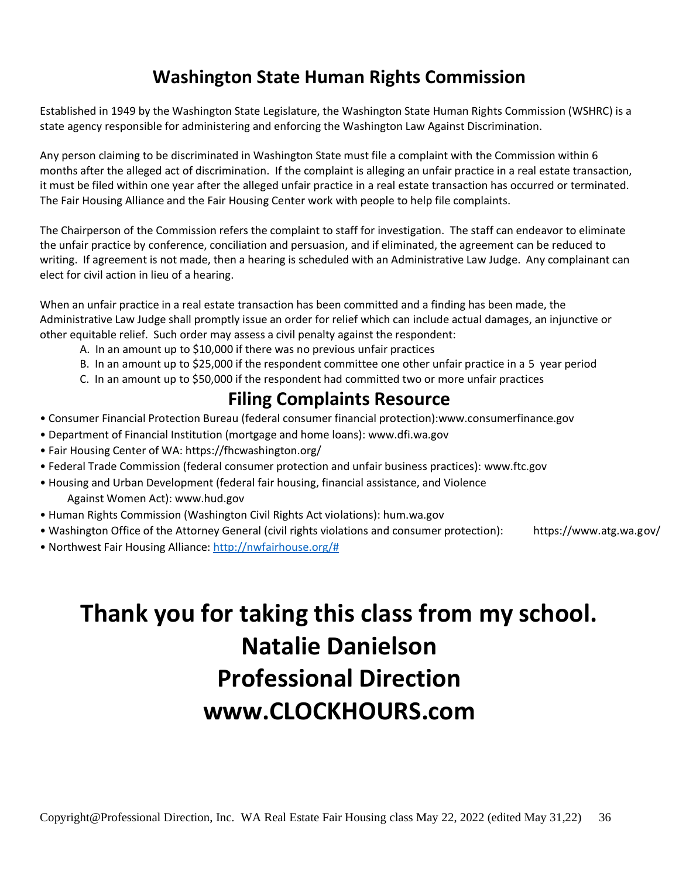# Washington State Human Rights Commission

Established in 1949 by the Washington State Legislature, the Washington State Human Rights Commission (WSHRC) is a state agency responsible for administering and enforcing the Washington Law Against Discrimination.

Any person claiming to be discriminated in Washington State must file a complaint with the Commission within 6 months after the alleged act of discrimination. If the complaint is alleging an unfair practice in a real estate transaction, it must be filed within one year after the alleged unfair practice in a real estate transaction has occurred or terminated. The Fair Housing Alliance and the Fair Housing Center work with people to help file complaints.

The Chairperson of the Commission refers the complaint to staff for investigation. The staff can endeavor to eliminate the unfair practice by conference, conciliation and persuasion, and if eliminated, the agreement can be reduced to writing. If agreement is not made, then a hearing is scheduled with an Administrative Law Judge. Any complainant can elect for civil action in lieu of a hearing.

When an unfair practice in a real estate transaction has been committed and a finding has been made, the Administrative Law Judge shall promptly issue an order for relief which can include actual damages, an injunctive or other equitable relief. Such order may assess a civil penalty against the respondent:

A. In an amount up to $10,000 if there was no previous unfair practices
B. In an amount up to $25,000 if the respondent committee one other unfair practice in a 5 year period
C. In an amount up to $50,000 if the respondent had committed two or more unfair practices

## Filing Complaints Resource

- Consumer Financial Protection Bureau (federal consumer financial protection):www.consumerfinance.gov
- Department of Financial Institution (mortgage and home loans): www.dfi.wa.gov
- Fair Housing Center of WA: https://fhcwashington.org/
- Federal Trade Commission (federal consumer protection and unfair business practices): www.ftc.gov
- Housing and Urban Development (federal fair housing, financial assistance, and Violence Against Women Act): www.hud.gov
- Human Rights Commission (Washington Civil Rights Act violations): hum.wa.gov
- Washington Office of the Attorney General (civil rights violations and consumer protection): https://www.atg.wa.gov/
- Northwest Fair Housing Alliance: [http://nwfairhouse.org/#](http://nwfairhouse.org/#)

# Thank you for taking this class from my school.
# Natalie Danielson
# Professional Direction
# www.CLOCKHOURS.com

Copyright@Professional Direction, Inc. WA Real Estate Fair Housing class May 22, 2022 (edited May 31,22)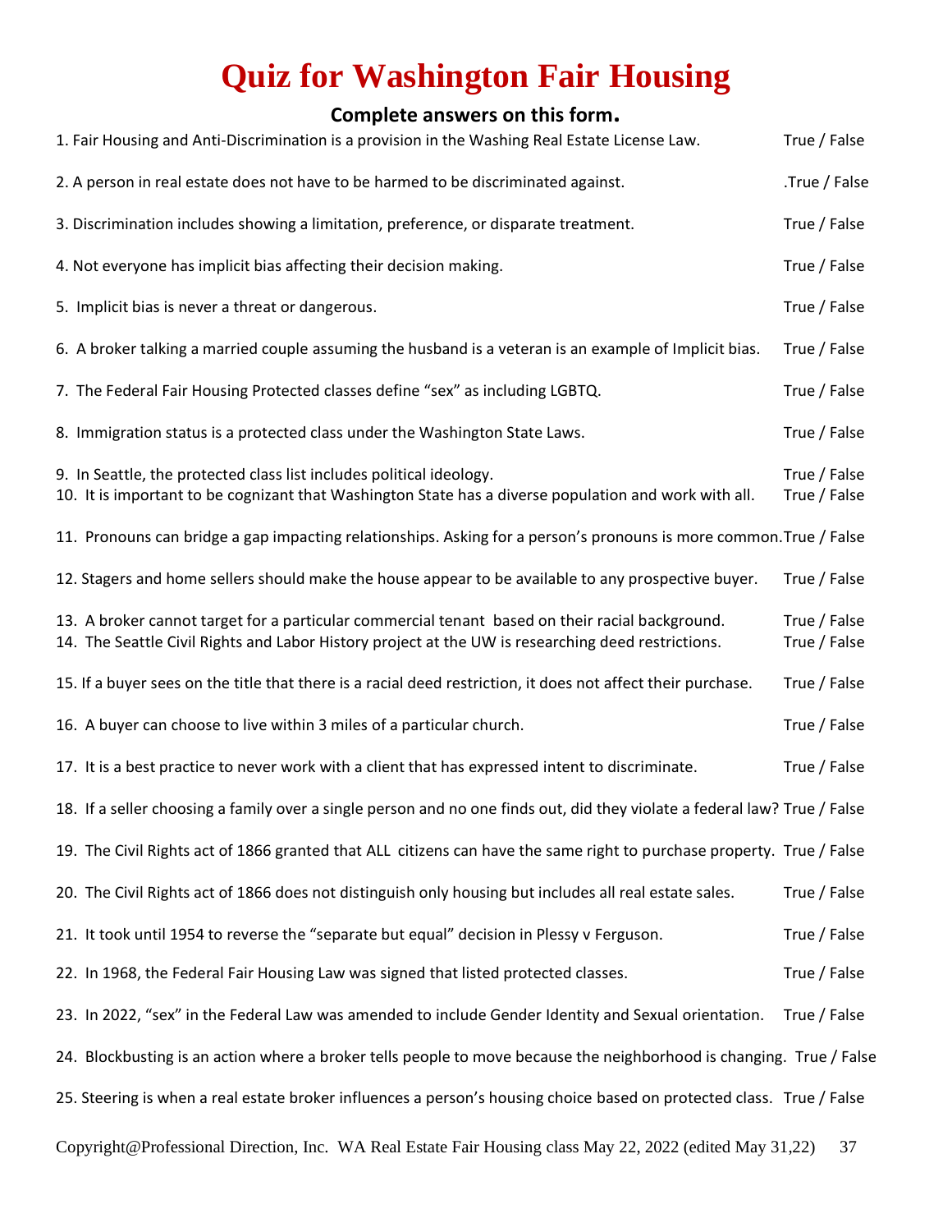# Quiz for Washington Fair Housing

**Complete answers on this form.**

1. Fair Housing and Anti-Discrimination is a provision in the Washing Real Estate License Law. True / False

2. A person in real estate does not have to be harmed to be discriminated against. .True / False

3. Discrimination includes showing a limitation, preference, or disparate treatment. True / False

4. Not everyone has implicit bias affecting their decision making. True / False

5. Implicit bias is never a threat or dangerous. True / False

6. A broker talking a married couple assuming the husband is a veteran is an example of Implicit bias. True / False

7. The Federal Fair Housing Protected classes define "sex" as including LGBTQ. True / False

8. Immigration status is a protected class under the Washington State Laws. True / False

9. In Seattle, the protected class list includes political ideology. True / False

10. It is important to be cognizant that Washington State has a diverse population and work with all. True / False

11. Pronouns can bridge a gap impacting relationships. Asking for a person's pronouns is more common. True / False

12. Stagers and home sellers should make the house appear to be available to any prospective buyer. True / False

13. A broker cannot target for a particular commercial tenant based on their racial background. True / False

14. The Seattle Civil Rights and Labor History project at the UW is researching deed restrictions. True / False

15. If a buyer sees on the title that there is a racial deed restriction, it does not affect their purchase. True / False

16. A buyer can choose to live within 3 miles of a particular church. True / False

17. It is a best practice to never work with a client that has expressed intent to discriminate. True / False

18. If a seller choosing a family over a single person and no one finds out, did they violate a federal law? True / False

19. The Civil Rights act of 1866 granted that ALL citizens can have the same right to purchase property. True / False

20. The Civil Rights act of 1866 does not distinguish only housing but includes all real estate sales. True / False

21. It took until 1954 to reverse the "separate but equal" decision in Plessy v Ferguson. True / False

22. In 1968, the Federal Fair Housing Law was signed that listed protected classes. True / False

23. In 2022, "sex" in the Federal Law was amended to include Gender Identity and Sexual orientation. True / False

24. Blockbusting is an action where a broker tells people to move because the neighborhood is changing. True / False

25. Steering is when a real estate broker influences a person's housing choice based on protected class. True / False

Copyright@Professional Direction, Inc. WA Real Estate Fair Housing class May 22, 2022 (edited May 31,22)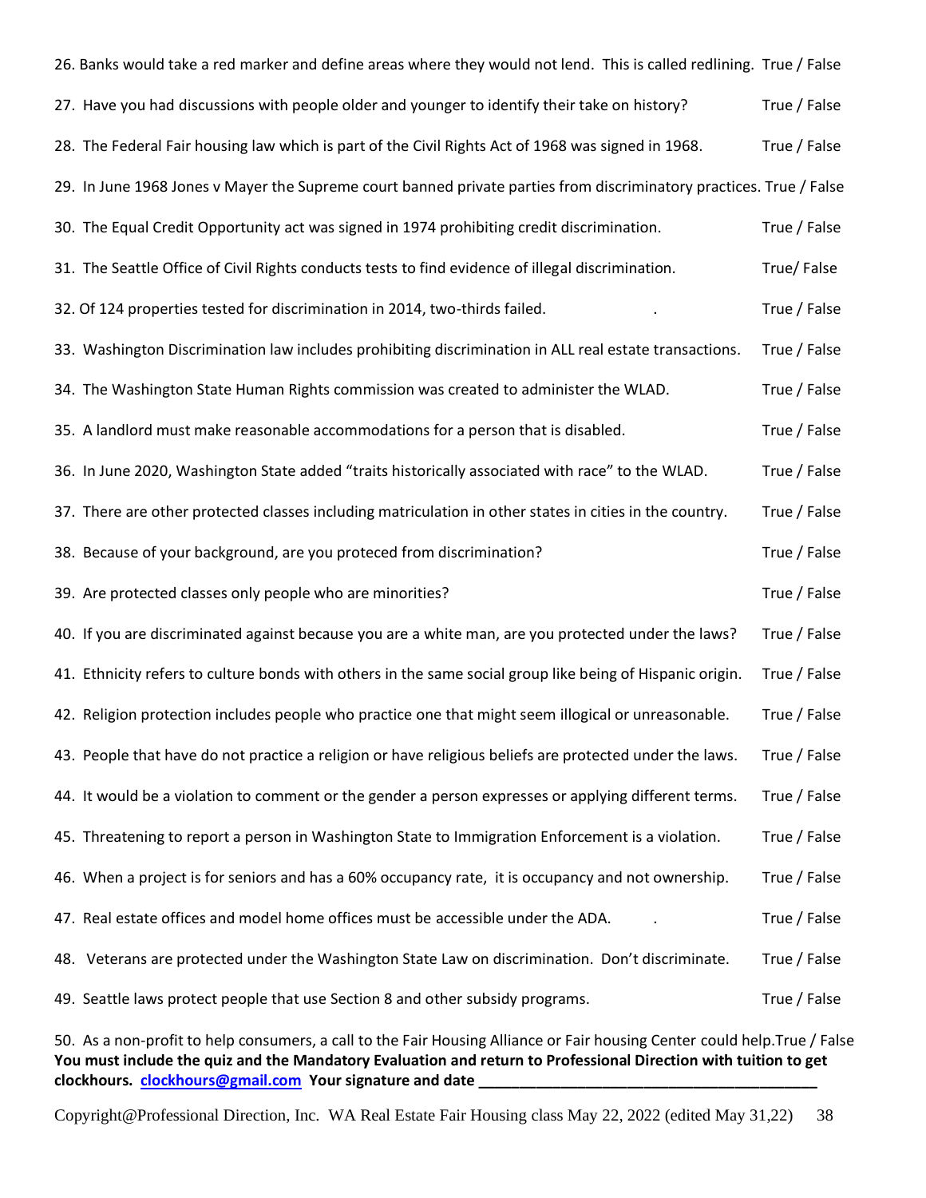26. Banks would take a red marker and define areas where they would not lend. This is called redlining. True / False

27. Have you had discussions with people older and younger to identify their take on history? True / False

28. The Federal Fair housing law which is part of the Civil Rights Act of 1968 was signed in 1968. True / False

29. In June 1968 Jones v Mayer the Supreme court banned private parties from discriminatory practices. True / False

30. The Equal Credit Opportunity act was signed in 1974 prohibiting credit discrimination. True / False

31. The Seattle Office of Civil Rights conducts tests to find evidence of illegal discrimination. True/ False

32. Of 124 properties tested for discrimination in 2014, two-thirds failed. . True / False

33. Washington Discrimination law includes prohibiting discrimination in ALL real estate transactions. True / False

34. The Washington State Human Rights commission was created to administer the WLAD. True / False

35. A landlord must make reasonable accommodations for a person that is disabled. True / False

36. In June 2020, Washington State added "traits historically associated with race" to the WLAD. True / False

37. There are other protected classes including matriculation in other states in cities in the country. True / False

38. Because of your background, are you proteced from discrimination? True / False

39. Are protected classes only people who are minorities? True / False

40. If you are discriminated against because you are a white man, are you protected under the laws? True / False

41. Ethnicity refers to culture bonds with others in the same social group like being of Hispanic origin. True / False

42. Religion protection includes people who practice one that might seem illogical or unreasonable. True / False

43. People that have do not practice a religion or have religious beliefs are protected under the laws. True / False

44. It would be a violation to comment or the gender a person expresses or applying different terms. True / False

45. Threatening to report a person in Washington State to Immigration Enforcement is a violation. True / False

46. When a project is for seniors and has a 60% occupancy rate, it is occupancy and not ownership. True / False

47. Real estate offices and model home offices must be accessible under the ADA. . True / False

48. Veterans are protected under the Washington State Law on discrimination. Don't discriminate. True / False

49. Seattle laws protect people that use Section 8 and other subsidy programs. True / False

50. As a non-profit to help consumers, a call to the Fair Housing Alliance or Fair housing Center could help.True / False

**You must include the quiz and the Mandatory Evaluation and return to Professional Direction with tuition to get clockhours. clockhours@gmail.com Your signature and date ________________________________________**

Copyright@Professional Direction, Inc. WA Real Estate Fair Housing class May 22, 2022 (edited May 31,22)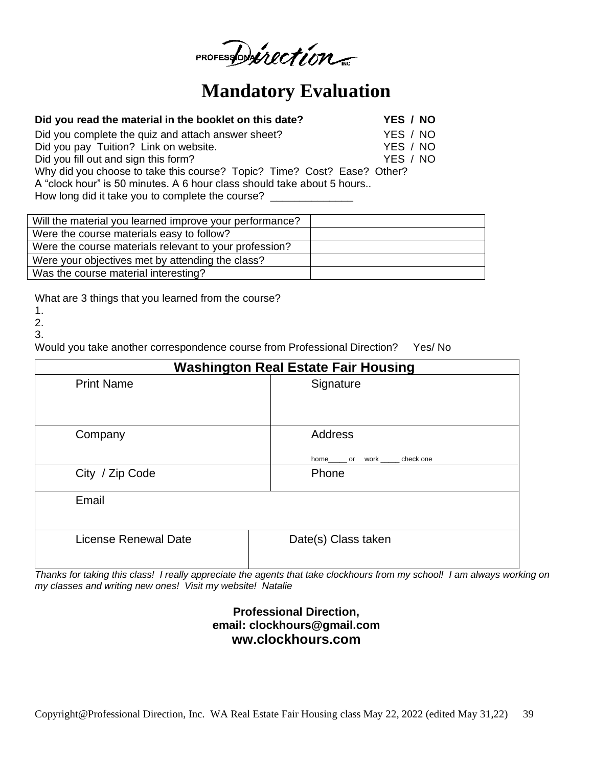PROFESSIONAL Direction INC

# Mandatory Evaluation

**Did you read the material in the booklet on this date? YES / NO**

Did you complete the quiz and attach answer sheet? YES / NO

Did you pay Tuition? Link on website. YES / NO

Did you fill out and sign this form? YES / NO

Why did you choose to take this course? Topic? Time? Cost? Ease? Other?

A "clock hour" is 50 minutes. A 6 hour class should take about 5 hours..

How long did it take you to complete the course? ______________

| | |
|---|---|
| Will the material you learned improve your performance? | |
| Were the course materials easy to follow? | |
| Were the course materials relevant to your profession? | |
| Were your objectives met by attending the class? | |
| Was the course material interesting? | |

What are 3 things that you learned from the course?

1.
2.
3.

Would you take another correspondence course from Professional Direction? Yes/ No

| **Washington Real Estate Fair Housing** | |
|---|---|
| Print Name | Signature |
| Company | Address<br>home_____ or work _____ check one |
| City / Zip Code | Phone |
| Email | |
| License Renewal Date | Date(s) Class taken |

*Thanks for taking this class! I really appreciate the agents that take clockhours from my school! I am always working on my classes and writing new ones! Visit my website! Natalie*

**Professional Direction,**
**email: clockhours@gmail.com**
**ww.clockhours.com**

Copyright@Professional Direction, Inc. WA Real Estate Fair Housing class May 22, 2022 (edited May 31,22)